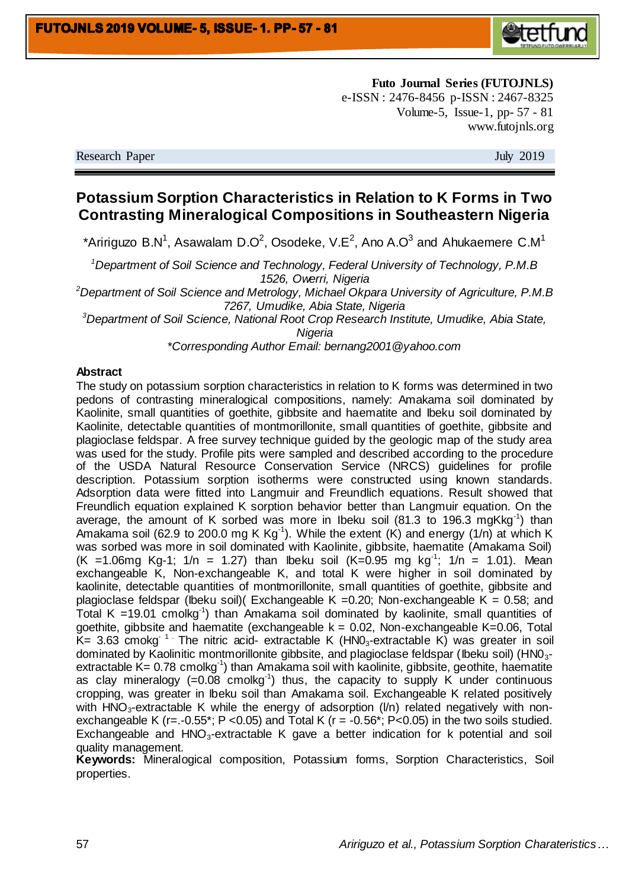**Futo Journal Series (FUTOJNLS)**
e-ISSN : 2476-8456 p-ISSN : 2467-8325
Volume-5, Issue-1, pp- 57 - 81
www.futojnls.org

Research Paper July 2019

# Potassium Sorption Characteristics in Relation to K Forms in Two Contrasting Mineralogical Compositions in Southeastern Nigeria

*Aririguzo B.N[1], Asawalam D.O[2], Osodeke, V.E[2], Ano A.O[3] and Ahukaemere C.M[1]

[1]*Department of Soil Science and Technology, Federal University of Technology, P.M.B 1526, Owerri, Nigeria*

[2]*Department of Soil Science and Metrology, Michael Okpara University of Agriculture, P.M.B 7267, Umudike, Abia State, Nigeria*

[3]*Department of Soil Science, National Root Crop Research Institute, Umudike, Abia State, Nigeria*

*\*Corresponding Author Email: bernang2001@yahoo.com*

## Abstract

The study on potassium sorption characteristics in relation to K forms was determined in two pedons of contrasting mineralogical compositions, namely: Amakama soil dominated by Kaolinite, small quantities of goethite, gibbsite and haematite and Ibeku soil dominated by Kaolinite, detectable quantities of montmorillonite, small quantities of goethite, gibbsite and plagioclase feldspar. A free survey technique guided by the geologic map of the study area was used for the study. Profile pits were sampled and described according to the procedure of the USDA Natural Resource Conservation Service (NRCS) guidelines for profile description. Potassium sorption isotherms were constructed using known standards. Adsorption data were fitted into Langmuir and Freundlich equations. Result showed that Freundlich equation explained K sorption behavior better than Langmuir equation. On the average, the amount of K sorbed was more in Ibeku soil (81.3 to 196.3 $mgKkg^{-1}$) than Amakama soil (62.9 to 200.0 mg K $Kg^{-1}$). While the extent (K) and energy (1/n) at which K was sorbed was more in soil dominated with Kaolinite, gibbsite, haematite (Amakama Soil) (K =1.06mg Kg-1; 1/n = 1.27) than Ibeku soil (K=0.95 mg $kg^{-1}$; 1/n = 1.01). Mean exchangeable K, Non-exchangeable K, and total K were higher in soil dominated by kaolinite, detectable quantities of montmorillonite, small quantities of goethite, gibbsite and plagioclase feldspar (Ibeku soil)( Exchangeable K =0.20; Non-exchangeable K = 0.58; and Total K =19.01 $cmolkg^{-1}$) than Amakama soil dominated by kaolinite, small quantities of goethite, gibbsite and haematite (exchangeable k = 0.02, Non-exchangeable K=0.06, Total K= 3.63 $cmokg^{-1}$. The nitric acid- extractable K ($HNO_3$-extractable K) was greater in soil dominated by Kaolinitic montmorillonite gibbsite, and plagioclase feldspar (Ibeku soil) ($HNO_3$-extractable K= 0.78 $cmolkg^{-1}$) than Amakama soil with kaolinite, gibbsite, geothite, haematite as clay mineralogy (=0.08 $cmolkg^{-1}$) thus, the capacity to supply K under continuous cropping, was greater in Ibeku soil than Amakama soil. Exchangeable K related positively with $HNO_3$-extractable K while the energy of adsorption (l/n) related negatively with non-exchangeable K (r=.-0.55*; P <0.05) and Total K (r = -0.56*; P<0.05) in the two soils studied. Exchangeable and $HNO_3$-extractable K gave a better indication for k potential and soil quality management.

**Keywords:** Mineralogical composition, Potassium forms, Sorption Characteristics, Soil properties.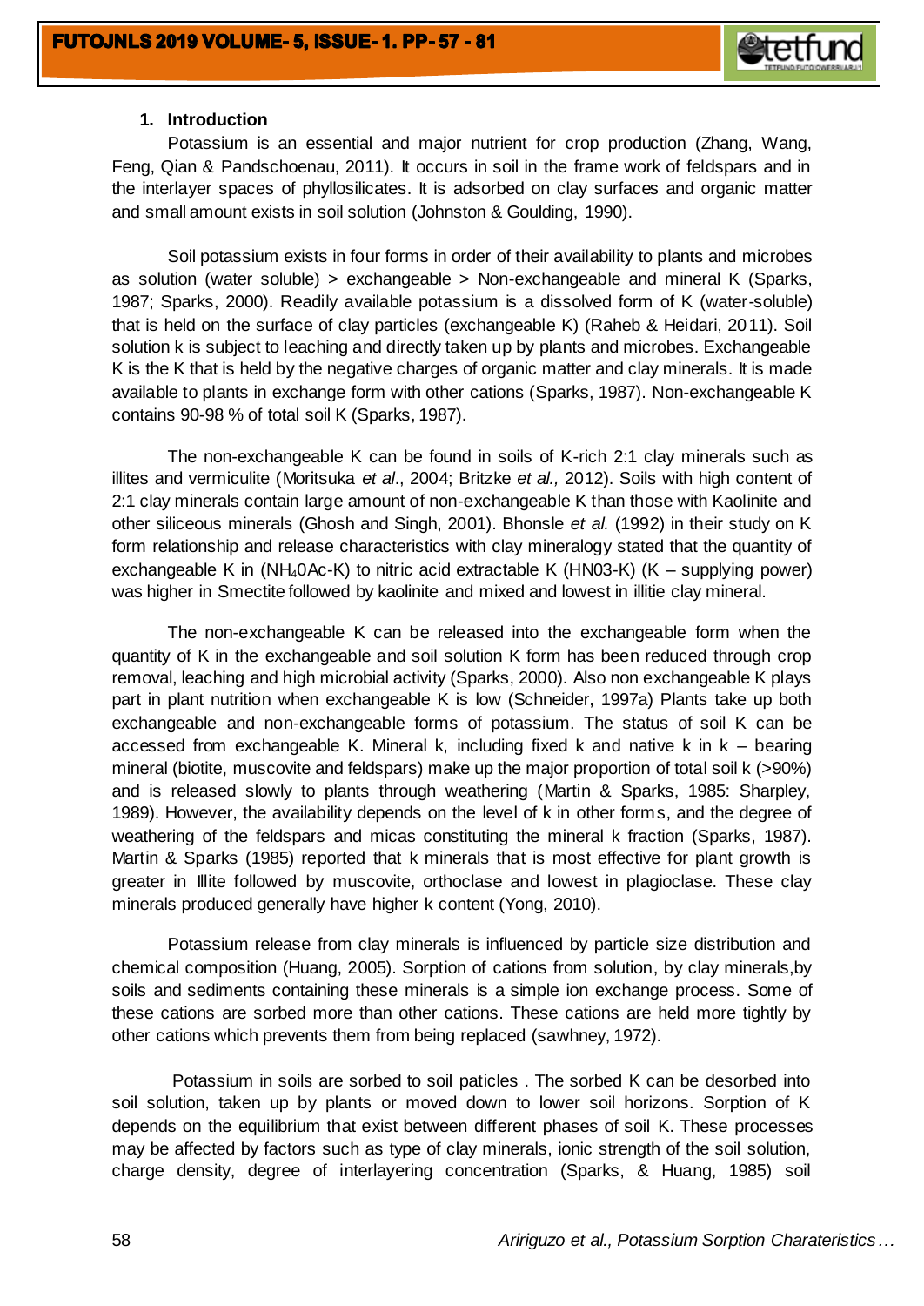## 1. Introduction

Potassium is an essential and major nutrient for crop production (Zhang, Wang, Feng, Qian & Pandschoenau, 2011). It occurs in soil in the frame work of feldspars and in the interlayer spaces of phyllosilicates. It is adsorbed on clay surfaces and organic matter and small amount exists in soil solution (Johnston & Goulding, 1990).

Soil potassium exists in four forms in order of their availability to plants and microbes as solution (water soluble) > exchangeable > Non-exchangeable and mineral K (Sparks, 1987; Sparks, 2000). Readily available potassium is a dissolved form of K (water-soluble) that is held on the surface of clay particles (exchangeable K) (Raheb & Heidari, 2011). Soil solution k is subject to leaching and directly taken up by plants and microbes. Exchangeable K is the K that is held by the negative charges of organic matter and clay minerals. It is made available to plants in exchange form with other cations (Sparks, 1987). Non-exchangeable K contains 90-98 % of total soil K (Sparks, 1987).

The non-exchangeable K can be found in soils of K-rich 2:1 clay minerals such as illites and vermiculite (Moritsuka *et al*., 2004; Britzke *et al.,* 2012). Soils with high content of 2:1 clay minerals contain large amount of non-exchangeable K than those with Kaolinite and other siliceous minerals (Ghosh and Singh, 2001). Bhonsle *et al.* (1992) in their study on K form relationship and release characteristics with clay mineralogy stated that the quantity of exchangeable K in ($NH_40Ac$-K) to nitric acid extractable K (HN03-K) (K – supplying power) was higher in Smectite followed by kaolinite and mixed and lowest in illitie clay mineral.

The non-exchangeable K can be released into the exchangeable form when the quantity of K in the exchangeable and soil solution K form has been reduced through crop removal, leaching and high microbial activity (Sparks, 2000). Also non exchangeable K plays part in plant nutrition when exchangeable K is low (Schneider, 1997a) Plants take up both exchangeable and non-exchangeable forms of potassium. The status of soil K can be accessed from exchangeable K. Mineral k, including fixed k and native k in k – bearing mineral (biotite, muscovite and feldspars) make up the major proportion of total soil k (>90%) and is released slowly to plants through weathering (Martin & Sparks, 1985: Sharpley, 1989). However, the availability depends on the level of k in other forms, and the degree of weathering of the feldspars and micas constituting the mineral k fraction (Sparks, 1987). Martin & Sparks (1985) reported that k minerals that is most effective for plant growth is greater in Illite followed by muscovite, orthoclase and lowest in plagioclase. These clay minerals produced generally have higher k content (Yong, 2010).

Potassium release from clay minerals is influenced by particle size distribution and chemical composition (Huang, 2005). Sorption of cations from solution, by clay minerals,by soils and sediments containing these minerals is a simple ion exchange process. Some of these cations are sorbed more than other cations. These cations are held more tightly by other cations which prevents them from being replaced (sawhney, 1972).

Potassium in soils are sorbed to soil paticles . The sorbed K can be desorbed into soil solution, taken up by plants or moved down to lower soil horizons. Sorption of K depends on the equilibrium that exist between different phases of soil K. These processes may be affected by factors such as type of clay minerals, ionic strength of the soil solution, charge density, degree of interlayering concentration (Sparks, & Huang, 1985) soil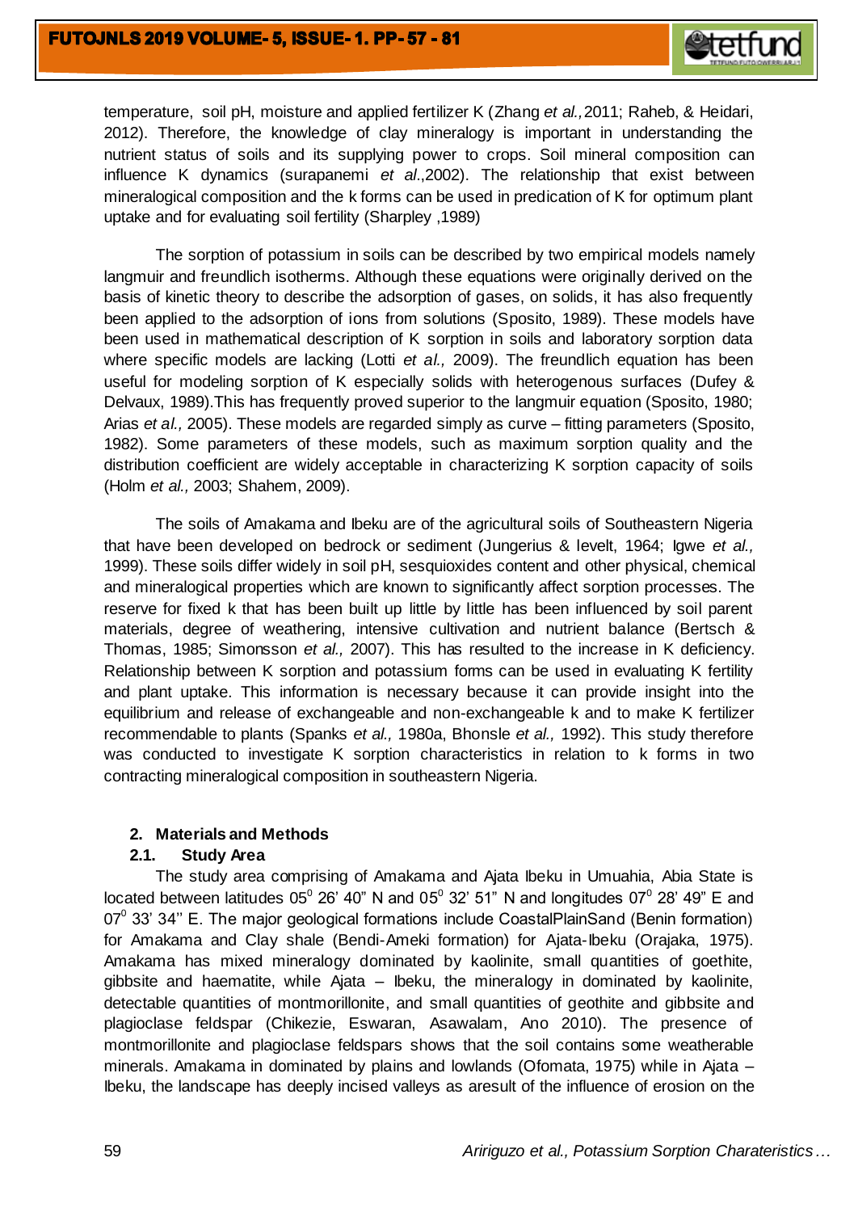temperature, soil pH, moisture and applied fertilizer K (Zhang *et al.,* 2011; Raheb, & Heidari, 2012). Therefore, the knowledge of clay mineralogy is important in understanding the nutrient status of soils and its supplying power to crops. Soil mineral composition can influence K dynamics (surapanemi *et al*.,2002). The relationship that exist between mineralogical composition and the k forms can be used in predication of K for optimum plant uptake and for evaluating soil fertility (Sharpley ,1989)

The sorption of potassium in soils can be described by two empirical models namely langmuir and freundlich isotherms. Although these equations were originally derived on the basis of kinetic theory to describe the adsorption of gases, on solids, it has also frequently been applied to the adsorption of ions from solutions (Sposito, 1989). These models have been used in mathematical description of K sorption in soils and laboratory sorption data where specific models are lacking (Lotti *et al.,* 2009). The freundlich equation has been useful for modeling sorption of K especially solids with heterogenous surfaces (Dufey & Delvaux, 1989).This has frequently proved superior to the langmuir equation (Sposito, 1980; Arias *et al.,* 2005). These models are regarded simply as curve – fitting parameters (Sposito, 1982). Some parameters of these models, such as maximum sorption quality and the distribution coefficient are widely acceptable in characterizing K sorption capacity of soils (Holm *et al.,* 2003; Shahem, 2009).

The soils of Amakama and Ibeku are of the agricultural soils of Southeastern Nigeria that have been developed on bedrock or sediment (Jungerius & levelt, 1964; Igwe *et al.,* 1999). These soils differ widely in soil pH, sesquioxides content and other physical, chemical and mineralogical properties which are known to significantly affect sorption processes. The reserve for fixed k that has been built up little by little has been influenced by soil parent materials, degree of weathering, intensive cultivation and nutrient balance (Bertsch & Thomas, 1985; Simonsson *et al.,* 2007). This has resulted to the increase in K deficiency. Relationship between K sorption and potassium forms can be used in evaluating K fertility and plant uptake. This information is necessary because it can provide insight into the equilibrium and release of exchangeable and non-exchangeable k and to make K fertilizer recommendable to plants (Spanks *et al.,* 1980a, Bhonsle *et al.,* 1992). This study therefore was conducted to investigate K sorption characteristics in relation to k forms in two contracting mineralogical composition in southeastern Nigeria.

## 2. Materials and Methods

### 2.1. Study Area

The study area comprising of Amakama and Ajata Ibeku in Umuahia, Abia State is located between latitudes $05^0$ 26' 40" N and $05^0$ 32' 51" N and longitudes $07^0$ 28' 49" E and $07^0$ 33' 34'' E. The major geological formations include CoastalPlainSand (Benin formation) for Amakama and Clay shale (Bendi-Ameki formation) for Ajata-Ibeku (Orajaka, 1975). Amakama has mixed mineralogy dominated by kaolinite, small quantities of goethite, gibbsite and haematite, while Ajata – Ibeku, the mineralogy in dominated by kaolinite, detectable quantities of montmorillonite, and small quantities of geothite and gibbsite and plagioclase feldspar (Chikezie, Eswaran, Asawalam, Ano 2010). The presence of montmorillonite and plagioclase feldspars shows that the soil contains some weatherable minerals. Amakama in dominated by plains and lowlands (Ofomata, 1975) while in Ajata – Ibeku, the landscape has deeply incised valleys as aresult of the influence of erosion on the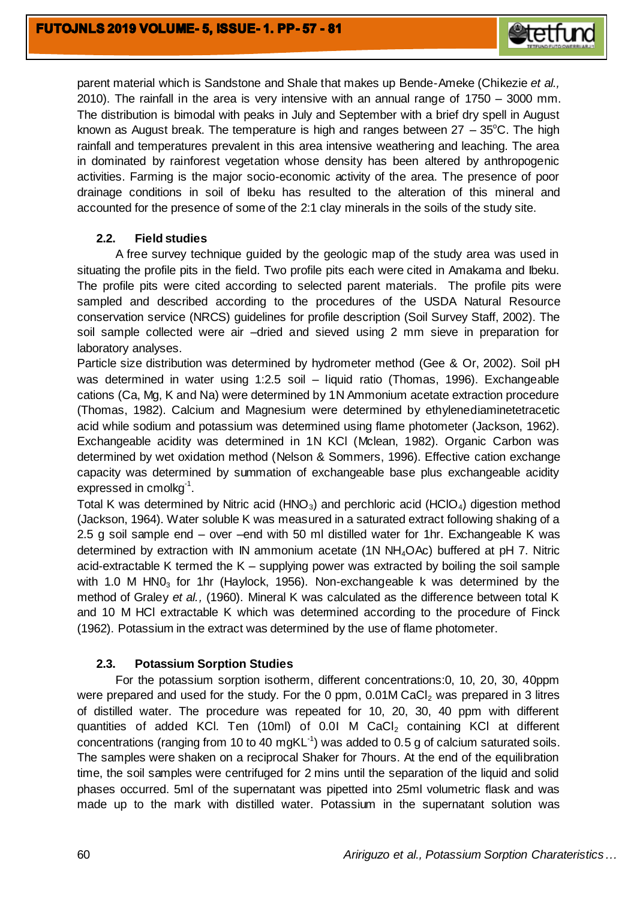parent material which is Sandstone and Shale that makes up Bende-Ameke (Chikezie *et al.,* 2010). The rainfall in the area is very intensive with an annual range of 1750 – 3000 mm. The distribution is bimodal with peaks in July and September with a brief dry spell in August known as August break. The temperature is high and ranges between 27 – 35°C. The high rainfall and temperatures prevalent in this area intensive weathering and leaching. The area in dominated by rainforest vegetation whose density has been altered by anthropogenic activities. Farming is the major socio-economic activity of the area. The presence of poor drainage conditions in soil of Ibeku has resulted to the alteration of this mineral and accounted for the presence of some of the 2:1 clay minerals in the soils of the study site.

### 2.2. Field studies

A free survey technique guided by the geologic map of the study area was used in situating the profile pits in the field. Two profile pits each were cited in Amakama and Ibeku. The profile pits were cited according to selected parent materials. The profile pits were sampled and described according to the procedures of the USDA Natural Resource conservation service (NRCS) guidelines for profile description (Soil Survey Staff, 2002). The soil sample collected were air –dried and sieved using 2 mm sieve in preparation for laboratory analyses.

Particle size distribution was determined by hydrometer method (Gee & Or, 2002). Soil pH was determined in water using 1:2.5 soil – liquid ratio (Thomas, 1996). Exchangeable cations (Ca, Mg, K and Na) were determined by 1N Ammonium acetate extraction procedure (Thomas, 1982). Calcium and Magnesium were determined by ethylenediaminetetracetic acid while sodium and potassium was determined using flame photometer (Jackson, 1962). Exchangeable acidity was determined in 1N KCl (Mclean, 1982). Organic Carbon was determined by wet oxidation method (Nelson & Sommers, 1996). Effective cation exchange capacity was determined by summation of exchangeable base plus exchangeable acidity expressed in cmolkg$^{-1}$.

Total K was determined by Nitric acid ($HNO_3$) and perchloric acid ($HClO_4$) digestion method (Jackson, 1964). Water soluble K was measured in a saturated extract following shaking of a 2.5 g soil sample end – over –end with 50 ml distilled water for 1hr. Exchangeable K was determined by extraction with IN ammonium acetate (1N $NH_4OAc$) buffered at pH 7. Nitric acid-extractable K termed the K – supplying power was extracted by boiling the soil sample with 1.0 M $HN0_3$ for 1hr (Haylock, 1956). Non-exchangeable k was determined by the method of Graley *et al.,* (1960). Mineral K was calculated as the difference between total K and 10 M HCl extractable K which was determined according to the procedure of Finck (1962). Potassium in the extract was determined by the use of flame photometer.

### 2.3. Potassium Sorption Studies

For the potassium sorption isotherm, different concentrations:0, 10, 20, 30, 40ppm were prepared and used for the study. For the 0 ppm, 0.01M $CaCl_2$ was prepared in 3 litres of distilled water. The procedure was repeated for 10, 20, 30, 40 ppm with different quantities of added KCl. Ten (10ml) of 0.0I M $CaCl_2$ containing KCl at different concentrations (ranging from 10 to 40 mgKL$^{-1}$) was added to 0.5 g of calcium saturated soils. The samples were shaken on a reciprocal Shaker for 7hours. At the end of the equilibration time, the soil samples were centrifuged for 2 mins until the separation of the liquid and solid phases occurred. 5ml of the supernatant was pipetted into 25ml volumetric flask and was made up to the mark with distilled water. Potassium in the supernatant solution was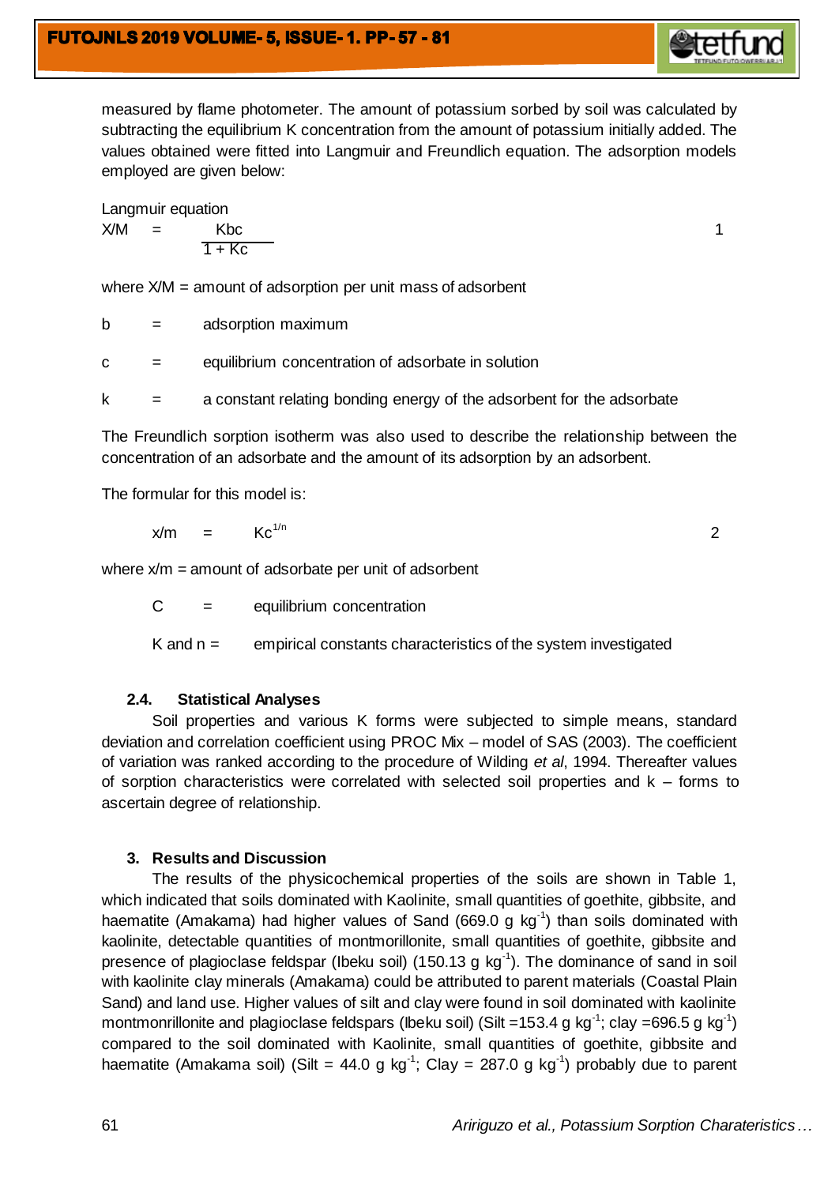measured by flame photometer. The amount of potassium sorbed by soil was calculated by subtracting the equilibrium K concentration from the amount of potassium initially added. The values obtained were fitted into Langmuir and Freundlich equation. The adsorption models employed are given below:

Langmuir equation

$$X/M = \frac{Kbc}{1 + Kc} \qquad (1)$$

where X/M = amount of adsorption per unit mass of adsorbent

b = adsorption maximum

c = equilibrium concentration of adsorbate in solution

k = a constant relating bonding energy of the adsorbent for the adsorbate

The Freundlich sorption isotherm was also used to describe the relationship between the concentration of an adsorbate and the amount of its adsorption by an adsorbent.

The formular for this model is:

$$x/m = Kc^{1/n} \qquad (2)$$

where x/m = amount of adsorbate per unit of adsorbent

C = equilibrium concentration

K and n = empirical constants characteristics of the system investigated

### 2.4. Statistical Analyses

Soil properties and various K forms were subjected to simple means, standard deviation and correlation coefficient using PROC Mix – model of SAS (2003). The coefficient of variation was ranked according to the procedure of Wilding *et al*, 1994. Thereafter values of sorption characteristics were correlated with selected soil properties and k – forms to ascertain degree of relationship.

## 3. Results and Discussion

The results of the physicochemical properties of the soils are shown in Table 1, which indicated that soils dominated with Kaolinite, small quantities of goethite, gibbsite, and haematite (Amakama) had higher values of Sand (669.0 g $kg^{-1}$) than soils dominated with kaolinite, detectable quantities of montmorillonite, small quantities of goethite, gibbsite and presence of plagioclase feldspar (Ibeku soil) (150.13 g $kg^{-1}$). The dominance of sand in soil with kaolinite clay minerals (Amakama) could be attributed to parent materials (Coastal Plain Sand) and land use. Higher values of silt and clay were found in soil dominated with kaolinite montmonrillonite and plagioclase feldspars (Ibeku soil) (Silt =153.4 g $kg^{-1}$; clay =696.5 g $kg^{-1}$) compared to the soil dominated with Kaolinite, small quantities of goethite, gibbsite and haematite (Amakama soil) (Silt = 44.0 g $kg^{-1}$; Clay = 287.0 g $kg^{-1}$) probably due to parent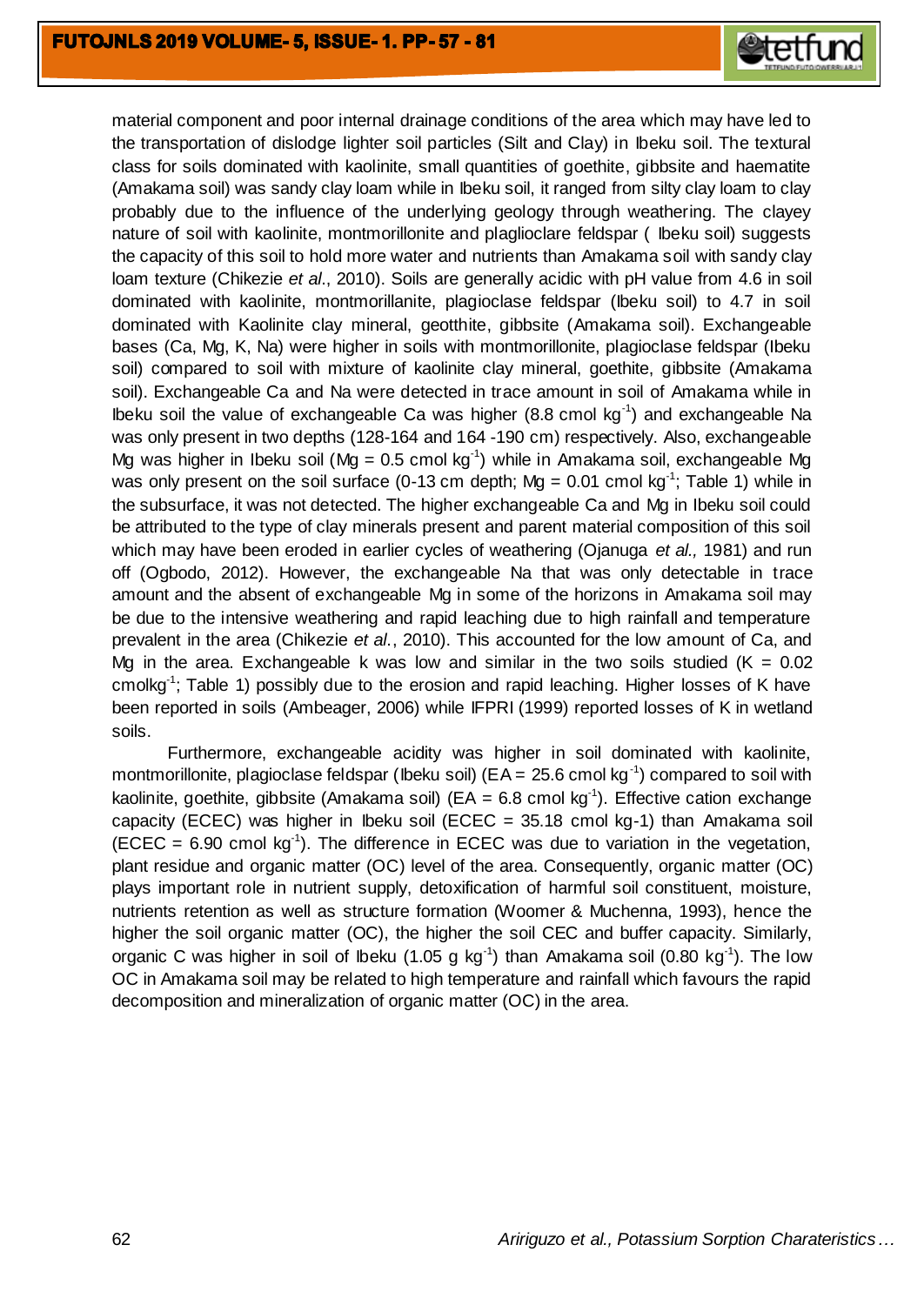material component and poor internal drainage conditions of the area which may have led to the transportation of dislodge lighter soil particles (Silt and Clay) in Ibeku soil. The textural class for soils dominated with kaolinite, small quantities of goethite, gibbsite and haematite (Amakama soil) was sandy clay loam while in Ibeku soil, it ranged from silty clay loam to clay probably due to the influence of the underlying geology through weathering. The clayey nature of soil with kaolinite, montmorillonite and plaglioclare feldspar ( Ibeku soil) suggests the capacity of this soil to hold more water and nutrients than Amakama soil with sandy clay loam texture (Chikezie *et al*., 2010). Soils are generally acidic with pH value from 4.6 in soil dominated with kaolinite, montmorillanite, plagioclase feldspar (Ibeku soil) to 4.7 in soil dominated with Kaolinite clay mineral, geotthite, gibbsite (Amakama soil). Exchangeable bases (Ca, Mg, K, Na) were higher in soils with montmorillonite, plagioclase feldspar (Ibeku soil) compared to soil with mixture of kaolinite clay mineral, goethite, gibbsite (Amakama soil). Exchangeable Ca and Na were detected in trace amount in soil of Amakama while in Ibeku soil the value of exchangeable Ca was higher (8.8 cmol $kg^{-1}$) and exchangeable Na was only present in two depths (128-164 and 164 -190 cm) respectively. Also, exchangeable Mg was higher in Ibeku soil (Mg = 0.5 cmol $kg^{-1}$) while in Amakama soil, exchangeable Mg was only present on the soil surface (0-13 cm depth; Mg = 0.01 cmol $kg^{-1}$; Table 1) while in the subsurface, it was not detected. The higher exchangeable Ca and Mg in Ibeku soil could be attributed to the type of clay minerals present and parent material composition of this soil which may have been eroded in earlier cycles of weathering (Ojanuga *et al.,* 1981) and run off (Ogbodo, 2012). However, the exchangeable Na that was only detectable in trace amount and the absent of exchangeable Mg in some of the horizons in Amakama soil may be due to the intensive weathering and rapid leaching due to high rainfall and temperature prevalent in the area (Chikezie *et al*., 2010). This accounted for the low amount of Ca, and Mg in the area. Exchangeable k was low and similar in the two soils studied (K = 0.02 $cmolkg^{-1}$; Table 1) possibly due to the erosion and rapid leaching. Higher losses of K have been reported in soils (Ambeager, 2006) while IFPRI (1999) reported losses of K in wetland soils.

Furthermore, exchangeable acidity was higher in soil dominated with kaolinite, montmorillonite, plagioclase feldspar (Ibeku soil) (EA = 25.6 cmol $kg^{-1}$) compared to soil with kaolinite, goethite, gibbsite (Amakama soil) (EA = 6.8 cmol $kg^{-1}$). Effective cation exchange capacity (ECEC) was higher in Ibeku soil (ECEC = 35.18 cmol kg-1) than Amakama soil (ECEC = 6.90 cmol $kg^{-1}$). The difference in ECEC was due to variation in the vegetation, plant residue and organic matter (OC) level of the area. Consequently, organic matter (OC) plays important role in nutrient supply, detoxification of harmful soil constituent, moisture, nutrients retention as well as structure formation (Woomer & Muchenna, 1993), hence the higher the soil organic matter (OC), the higher the soil CEC and buffer capacity. Similarly, organic C was higher in soil of Ibeku (1.05 g $kg^{-1}$) than Amakama soil (0.80 $kg^{-1}$). The low OC in Amakama soil may be related to high temperature and rainfall which favours the rapid decomposition and mineralization of organic matter (OC) in the area.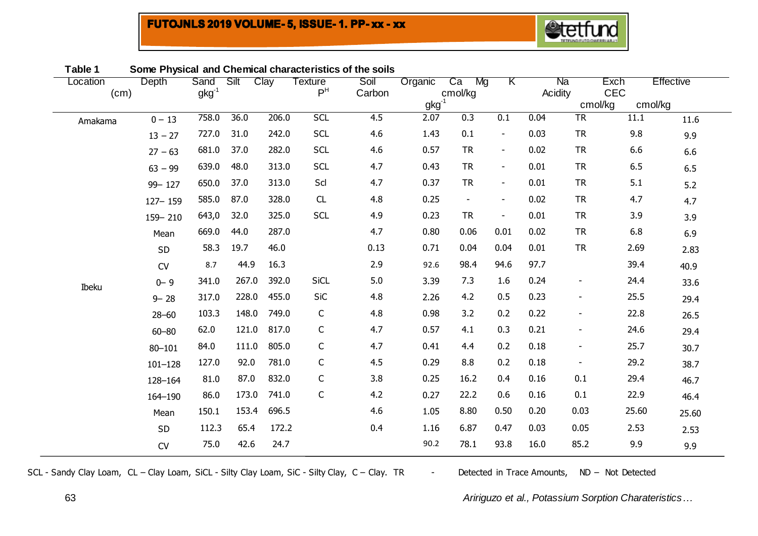**Table 1 Some Physical and Chemical characteristics of the soils**

| Location | Depth (cm) | Sand $gkg^{-1}$ | Silt | Clay | Texture | $P^H$ | Soil Organic Carbon $gkg^{-1}$ | Ca cmol/kg | Mg | K | Na | Exch Acidity cmol/kg | Effective CEC cmol/kg |
|---|---|---|---|---|---|---|---|---|---|---|---|---|---|
| Amakama | 0 – 13 | 758.0 | 36.0 | 206.0 | SCL | 4.5 | 2.07 | 0.3 | 0.1 | 0.04 | TR | 11.1 | 11.6 |
| | 13 – 27 | 727.0 | 31.0 | 242.0 | SCL | 4.6 | 1.43 | 0.1 | - | 0.03 | TR | 9.8 | 9.9 |
| | 27 – 63 | 681.0 | 37.0 | 282.0 | SCL | 4.6 | 0.57 | TR | - | 0.02 | TR | 6.6 | 6.6 |
| | 63 – 99 | 639.0 | 48.0 | 313.0 | SCL | 4.7 | 0.43 | TR | - | 0.01 | TR | 6.5 | 6.5 |
| | 99– 127 | 650.0 | 37.0 | 313.0 | Scl | 4.7 | 0.37 | TR | - | 0.01 | TR | 5.1 | 5.2 |
| | 127– 159 | 585.0 | 87.0 | 328.0 | CL | 4.8 | 0.25 | - | - | 0.02 | TR | 4.7 | 4.7 |
| | 159– 210 | 643,0 | 32.0 | 325.0 | SCL | 4.9 | 0.23 | TR | - | 0.01 | TR | 3.9 | 3.9 |
| | Mean | 669.0 | 44.0 | 287.0 | | 4.7 | 0.80 | 0.06 | 0.01 | 0.02 | TR | 6.8 | 6.9 |
| | SD | 58.3 | 19.7 | 46.0 | | 0.13 | 0.71 | 0.04 | 0.04 | 0.01 | TR | 2.69 | 2.83 |
| | CV | 8.7 | 44.9 | 16.3 | | 2.9 | 92.6 | 98.4 | 94.6 | 97.7 | | 39.4 | 40.9 |
| Ibeku | 0– 9 | 341.0 | 267.0 | 392.0 | SiCL | 5.0 | 3.39 | 7.3 | 1.6 | 0.24 | - | 24.4 | 33.6 |
| | 9– 28 | 317.0 | 228.0 | 455.0 | SiC | 4.8 | 2.26 | 4.2 | 0.5 | 0.23 | - | 25.5 | 29.4 |
| | 28–60 | 103.3 | 148.0 | 749.0 | C | 4.8 | 0.98 | 3.2 | 0.2 | 0.22 | - | 22.8 | 26.5 |
| | 60–80 | 62.0 | 121.0 | 817.0 | C | 4.7 | 0.57 | 4.1 | 0.3 | 0.21 | - | 24.6 | 29.4 |
| | 80–101 | 84.0 | 111.0 | 805.0 | C | 4.7 | 0.41 | 4.4 | 0.2 | 0.18 | - | 25.7 | 30.7 |
| | 101–128 | 127.0 | 92.0 | 781.0 | C | 4.5 | 0.29 | 8.8 | 0.2 | 0.18 | - | 29.2 | 38.7 |
| | 128–164 | 81.0 | 87.0 | 832.0 | C | 3.8 | 0.25 | 16.2 | 0.4 | 0.16 | 0.1 | 29.4 | 46.7 |
| | 164–190 | 86.0 | 173.0 | 741.0 | C | 4.2 | 0.27 | 22.2 | 0.6 | 0.16 | 0.1 | 22.9 | 46.4 |
| | Mean | 150.1 | 153.4 | 696.5 | | 4.6 | 1.05 | 8.80 | 0.50 | 0.20 | 0.03 | 25.60 | 25.60 |
| | SD | 112.3 | 65.4 | 172.2 | | 0.4 | 1.16 | 6.87 | 0.47 | 0.03 | 0.05 | 2.53 | 2.53 |
| | CV | 75.0 | 42.6 | 24.7 | | | 90.2 | 78.1 | 93.8 | 16.0 | 85.2 | 9.9 | 9.9 |

SCL - Sandy Clay Loam, CL – Clay Loam, SiCL - Silty Clay Loam, SiC - Silty Clay, C – Clay. TR - Detected in Trace Amounts, ND – Not Detected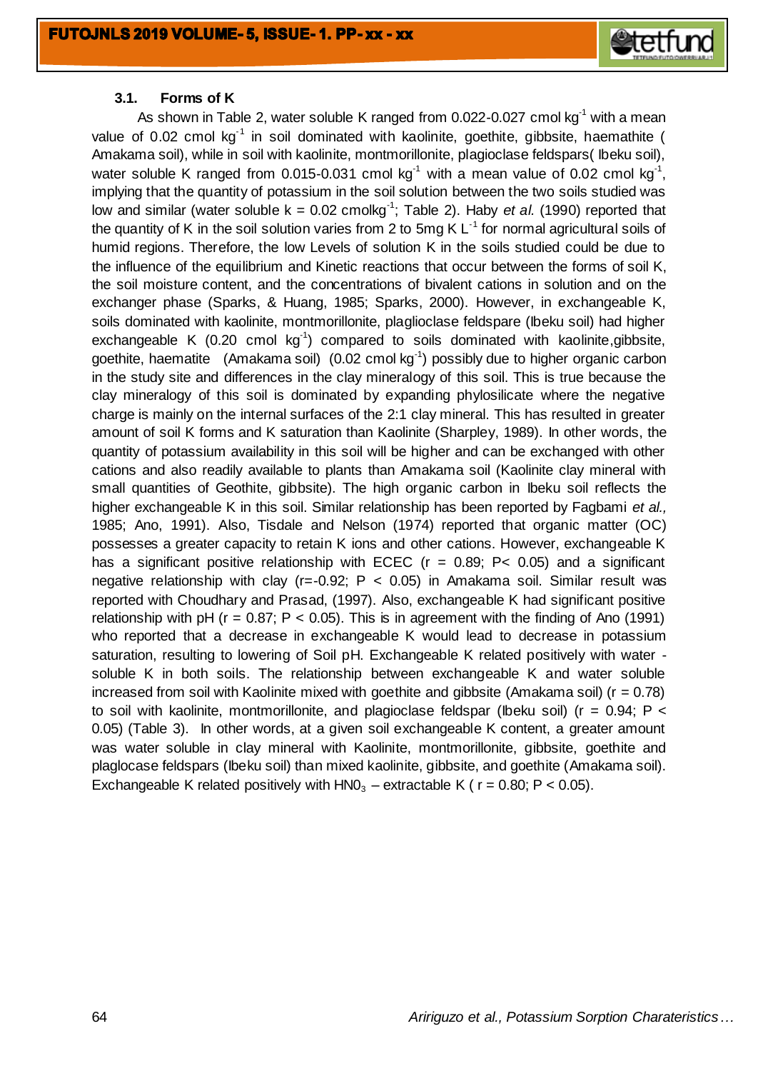### 3.1. Forms of K

As shown in Table 2, water soluble K ranged from 0.022-0.027 cmol $kg^{-1}$ with a mean value of 0.02 cmol $kg^{-1}$ in soil dominated with kaolinite, goethite, gibbsite, haemathite ( Amakama soil), while in soil with kaolinite, montmorillonite, plagioclase feldspars( Ibeku soil), water soluble K ranged from 0.015-0.031 cmol $kg^{-1}$ with a mean value of 0.02 cmol $kg^{-1}$, implying that the quantity of potassium in the soil solution between the two soils studied was low and similar (water soluble k = 0.02 $cmolkg^{-1}$; Table 2). Haby *et al.* (1990) reported that the quantity of K in the soil solution varies from 2 to 5mg K $L^{-1}$ for normal agricultural soils of humid regions. Therefore, the low Levels of solution K in the soils studied could be due to the influence of the equilibrium and Kinetic reactions that occur between the forms of soil K, the soil moisture content, and the concentrations of bivalent cations in solution and on the exchanger phase (Sparks, & Huang, 1985; Sparks, 2000). However, in exchangeable K, soils dominated with kaolinite, montmorillonite, paglioclase feldspare (Ibeku soil) had higher exchangeable K (0.20 cmol $kg^{-1}$) compared to soils dominated with kaolinite,gibbsite, goethite, haematite (Amakama soil) (0.02 cmol $kg^{-1}$) possibly due to higher organic carbon in the study site and differences in the clay mineralogy of this soil. This is true because the clay mineralogy of this soil is dominated by expanding phylosilicate where the negative charge is mainly on the internal surfaces of the 2:1 clay mineral. This has resulted in greater amount of soil K forms and K saturation than Kaolinite (Sharpley, 1989). In other words, the quantity of potassium availability in this soil will be higher and can be exchanged with other cations and also readily available to plants than Amakama soil (Kaolinite clay mineral with small quantities of Geothite, gibbsite). The high organic carbon in Ibeku soil reflects the higher exchangeable K in this soil. Similar relationship has been reported by Fagbami *et al.,* 1985; Ano, 1991). Also, Tisdale and Nelson (1974) reported that organic matter (OC) possesses a greater capacity to retain K ions and other cations. However, exchangeable K has a significant positive relationship with ECEC ($r = 0.89$; $P < 0.05$) and a significant negative relationship with clay ($r = -0.92$; $P < 0.05$) in Amakama soil. Similar result was reported with Choudhary and Prasad, (1997). Also, exchangeable K had significant positive relationship with pH ($r = 0.87$; $P < 0.05$). This is in agreement with the finding of Ano (1991) who reported that a decrease in exchangeable K would lead to decrease in potassium saturation, resulting to lowering of Soil pH. Exchangeable K related positively with water - soluble K in both soils. The relationship between exchangeable K and water soluble increased from soil with Kaolinite mixed with goethite and gibbsite (Amakama soil) ($r = 0.78$) to soil with kaolinite, montmorillonite, and plagioclase feldspar (Ibeku soil) ($r = 0.94$; $P < 0.05$) (Table 3). In other words, at a given soil exchangeable K content, a greater amount was water soluble in clay mineral with Kaolinite, montmorillonite, gibbsite, goethite and plaglocase feldspars (Ibeku soil) than mixed kaolinite, gibbsite, and goethite (Amakama soil). Exchangeable K related positively with $HN0_3$ – extractable K ( $r = 0.80$; $P < 0.05$).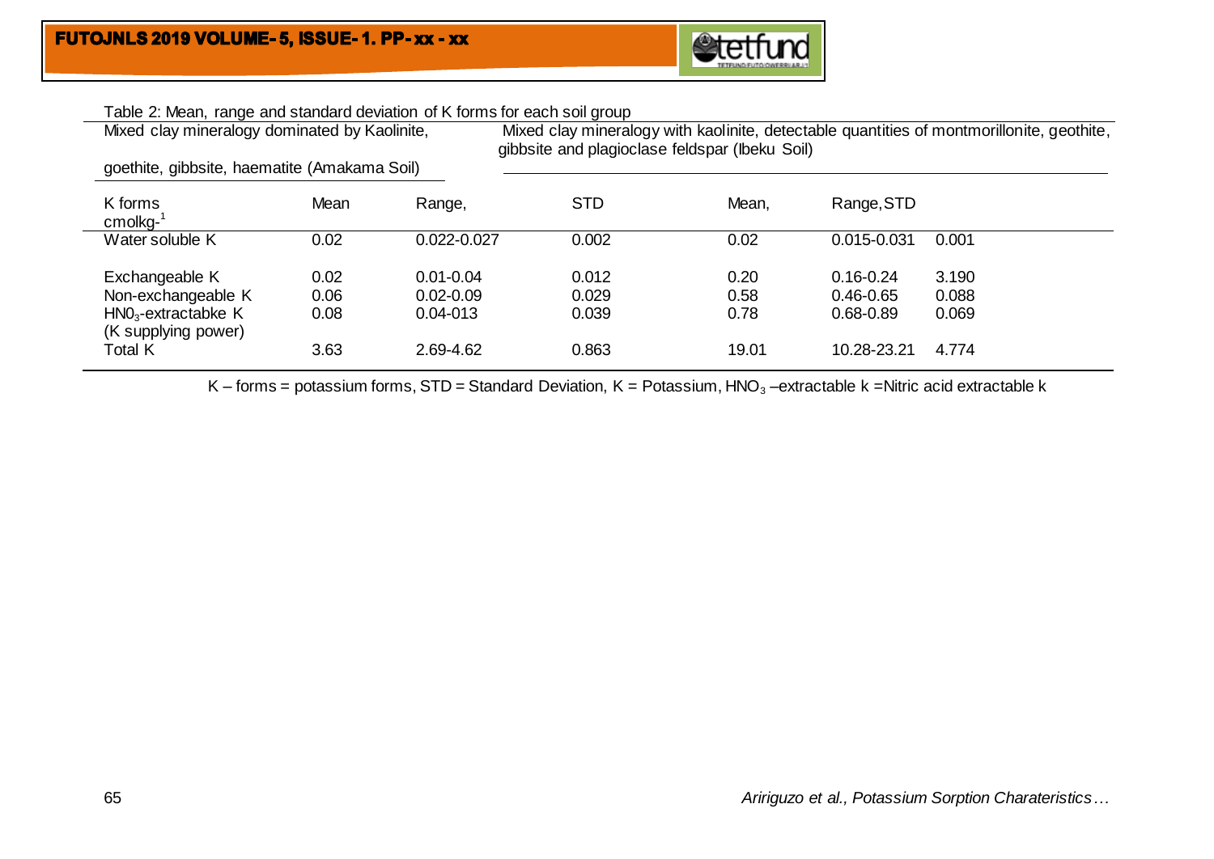Table 2: Mean, range and standard deviation of K forms for each soil group

| | Mixed clay mineralogy dominated by Kaolinite, goethite, gibbsite, haematite (Amakama Soil) | | | Mixed clay mineralogy with kaolinite, detectable quantities of montmorillonite, geothite, gibbsite and plagioclase feldspar (Ibeku Soil) | | |
|---|---|---|---|---|---|---|
| K forms $cmolkg^{-1}$ | Mean | Range, | STD | Mean, | Range, | STD |
| Water soluble K | 0.02 | 0.022-0.027 | 0.002 | 0.02 | 0.015-0.031 | 0.001 |
| Exchangeable K | 0.02 | 0.01-0.04 | 0.012 | 0.20 | 0.16-0.24 | 3.190 |
| Non-exchangeable K | 0.06 | 0.02-0.09 | 0.029 | 0.58 | 0.46-0.65 | 0.088 |
| $HN0_3$-extractabke K (K supplying power) | 0.08 | 0.04-013 | 0.039 | 0.78 | 0.68-0.89 | 0.069 |
| Total K | 3.63 | 2.69-4.62 | 0.863 | 19.01 | 10.28-23.21 | 4.774 |

K – forms = potassium forms, STD = Standard Deviation, K = Potassium, $HNO_3$ –extractable k =Nitric acid extractable k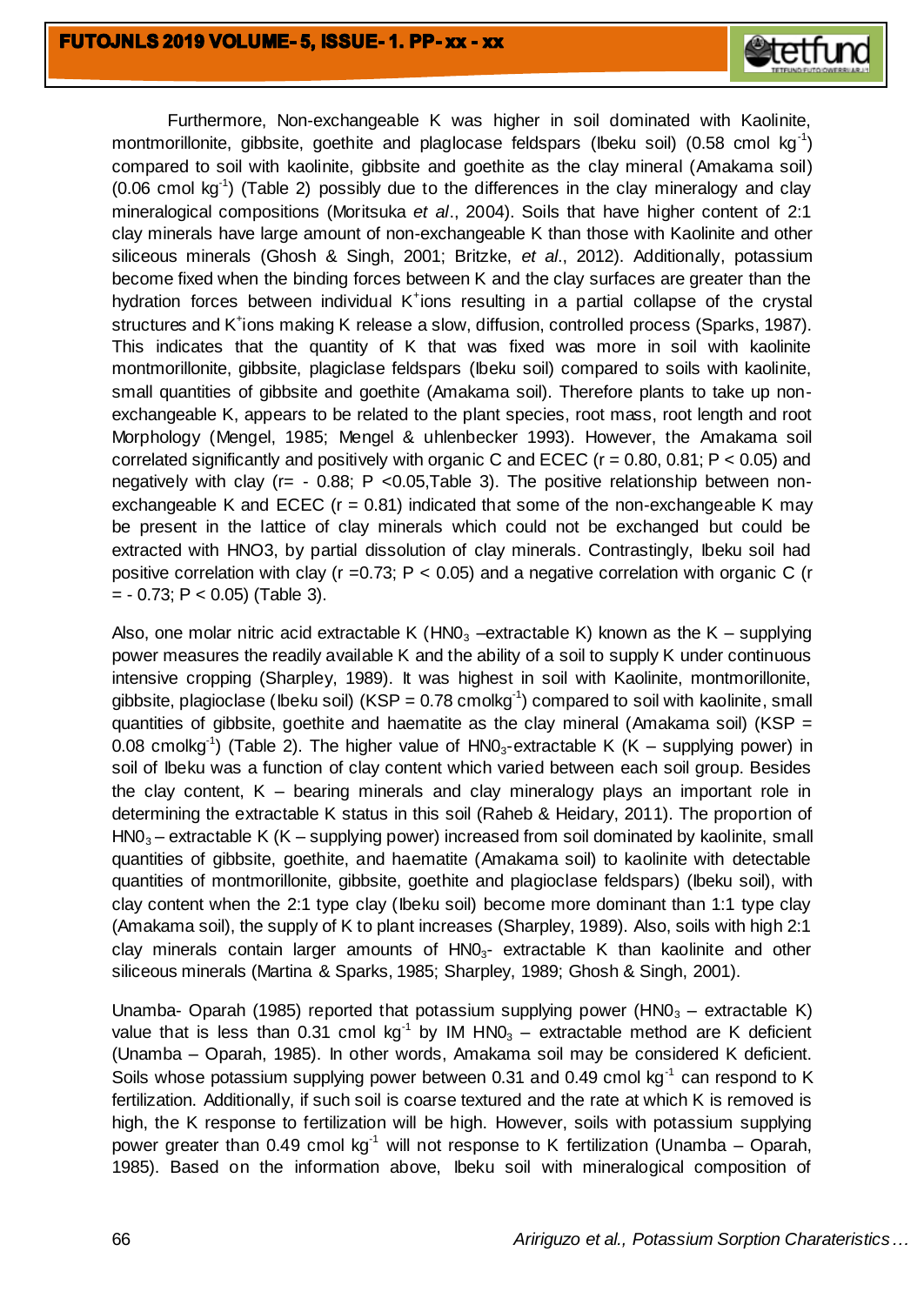Furthermore, Non-exchangeable K was higher in soil dominated with Kaolinite, montmorillonite, gibbsite, goethite and plaglocase feldspars (Ibeku soil) (0.58 cmol $kg^{-1}$) compared to soil with kaolinite, gibbsite and goethite as the clay mineral (Amakama soil) (0.06 cmol $kg^{-1}$) (Table 2) possibly due to the differences in the clay mineralogy and clay mineralogical compositions (Moritsuka *et al*., 2004). Soils that have higher content of 2:1 clay minerals have large amount of non-exchangeable K than those with Kaolinite and other siliceous minerals (Ghosh & Singh, 2001; Britzke, *et al*., 2012). Additionally, potassium become fixed when the binding forces between K and the clay surfaces are greater than the hydration forces between individual $K^{+}$ions resulting in a partial collapse of the crystal structures and $K^{+}$ions making K release a slow, diffusion, controlled process (Sparks, 1987). This indicates that the quantity of K that was fixed was more in soil with kaolinite montmorillonite, gibbsite, plagiclase feldspars (Ibeku soil) compared to soils with kaolinite, small quantities of gibbsite and goethite (Amakama soil). Therefore plants to take up non-exchangeable K, appears to be related to the plant species, root mass, root length and root Morphology (Mengel, 1985; Mengel & uhlenbecker 1993). However, the Amakama soil correlated significantly and positively with organic C and ECEC ($r = 0.80, 0.81$; $P < 0.05$) and negatively with clay ($r = -0.88$; $P < 0.05$, Table 3). The positive relationship between non-exchangeable K and ECEC ($r = 0.81$) indicated that some of the non-exchangeable K may be present in the lattice of clay minerals which could not be exchanged but could be extracted with HNO3, by partial dissolution of clay minerals. Contrastingly, Ibeku soil had positive correlation with clay ($r = 0.73$; $P < 0.05$) and a negative correlation with organic C ($r = -0.73$; $P < 0.05$) (Table 3).

Also, one molar nitric acid extractable K ($HN0_3$ –extractable K) known as the K – supplying power measures the readily available K and the ability of a soil to supply K under continuous intensive cropping (Sharpley, 1989). It was highest in soil with Kaolinite, montmorillonite, gibbsite, plagioclase (Ibeku soil) (KSP = 0.78 $cmolkg^{-1}$) compared to soil with kaolinite, small quantities of gibbsite, goethite and haematite as the clay mineral (Amakama soil) (KSP = 0.08 $cmolkg^{-1}$) (Table 2). The higher value of $HN0_3$-extractable K (K – supplying power) in soil of Ibeku was a function of clay content which varied between each soil group. Besides the clay content, K – bearing minerals and clay mineralogy plays an important role in determining the extractable K status in this soil (Raheb & Heidary, 2011). The proportion of $HN0_3$ – extractable K (K – supplying power) increased from soil dominated by kaolinite, small quantities of gibbsite, goethite, and haematite (Amakama soil) to kaolinite with detectable quantities of montmorillonite, gibbsite, goethite and plagioclase feldspars) (Ibeku soil), with clay content when the 2:1 type clay (Ibeku soil) become more dominant than 1:1 type clay (Amakama soil), the supply of K to plant increases (Sharpley, 1989). Also, soils with high 2:1 clay minerals contain larger amounts of $HN0_3$- extractable K than kaolinite and other siliceous minerals (Martina & Sparks, 1985; Sharpley, 1989; Ghosh & Singh, 2001).

Unamba- Oparah (1985) reported that potassium supplying power ($HN0_3$ – extractable K) value that is less than 0.31 cmol $kg^{-1}$ by IM $HN0_3$ – extractable method are K deficient (Unamba – Oparah, 1985). In other words, Amakama soil may be considered K deficient. Soils whose potassium supplying power between 0.31 and 0.49 cmol $kg^{-1}$ can respond to K fertilization. Additionally, if such soil is coarse textured and the rate at which K is removed is high, the K response to fertilization will be high. However, soils with potassium supplying power greater than 0.49 cmol $kg^{-1}$ will not response to K fertilization (Unamba – Oparah, 1985). Based on the information above, Ibeku soil with mineralogical composition of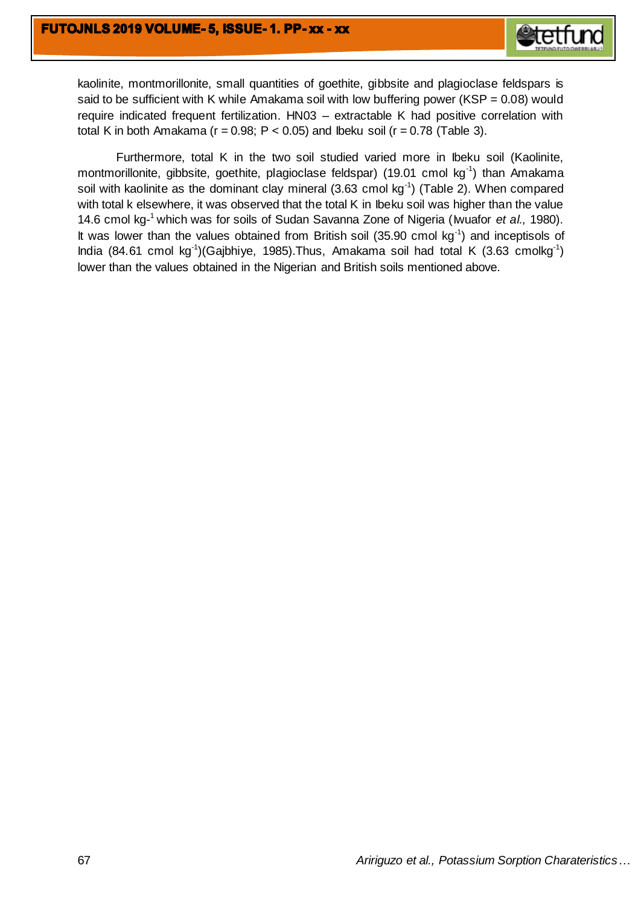kaolinite, montmorillonite, small quantities of goethite, gibbsite and plagioclase feldspars is said to be sufficient with K while Amakama soil with low buffering power (KSP = 0.08) would require indicated frequent fertilization. HN03 – extractable K had positive correlation with total K in both Amakama ($r = 0.98$; $P < 0.05$) and Ibeku soil ($r = 0.78$ (Table 3).

Furthermore, total K in the two soil studied varied more in Ibeku soil (Kaolinite, montmorillonite, gibbsite, goethite, plagioclase feldspar) (19.01 cmol $kg^{-1}$) than Amakama soil with kaolinite as the dominant clay mineral (3.63 cmol $kg^{-1}$) (Table 2). When compared with total k elsewhere, it was observed that the total K in Ibeku soil was higher than the value 14.6 cmol $kg^{-1}$ which was for soils of Sudan Savanna Zone of Nigeria (Iwuafor *et al.,* 1980). It was lower than the values obtained from British soil (35.90 cmol $kg^{-1}$) and inceptisols of India (84.61 cmol $kg^{-1}$)(Gajbhiye, 1985).Thus, Amakama soil had total K (3.63 $cmolkg^{-1}$) lower than the values obtained in the Nigerian and British soils mentioned above.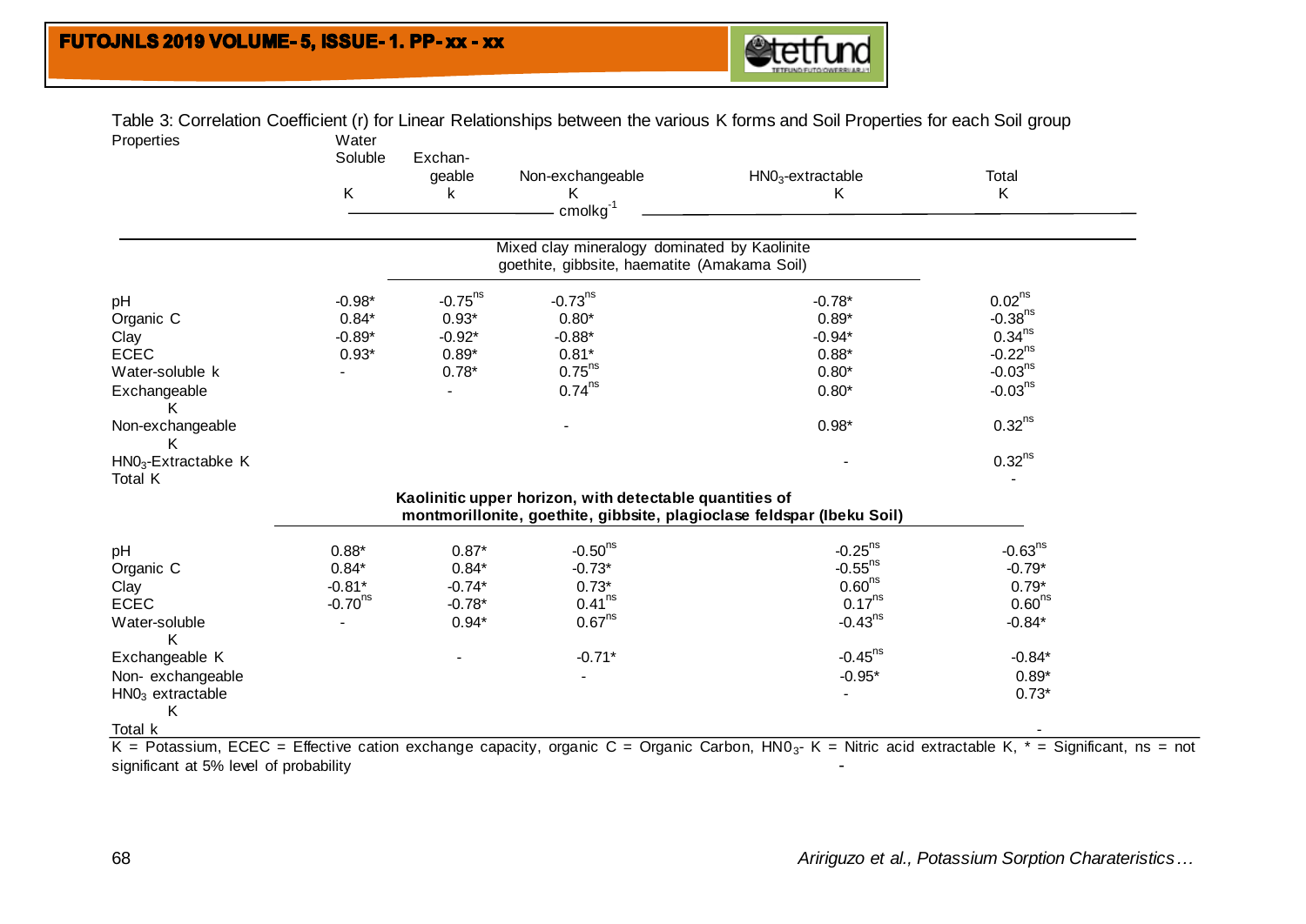Table 3: Correlation Coefficient (r) for Linear Relationships between the various K forms and Soil Properties for each Soil group

| Properties | Water Soluble K | Exchangeable k | Non-exchangeable K | $HNO_3$-extractable K | Total K |
|---|---|---|---|---|---|
| | cmolkg$^{-1}$ | | | | |
| **Mixed clay mineralogy dominated by Kaolinite goethite, gibbsite, haematite (Amakama Soil)** | | | | | |
| pH | -0.98* | -0.75$^{ns}$ | -0.73$^{ns}$ | -0.78* | 0.02$^{ns}$ |
| Organic C | 0.84* | 0.93* | 0.80* | 0.89* | -0.38$^{ns}$ |
| Clay | -0.89* | -0.92* | -0.88* | -0.94* | 0.34$^{ns}$ |
| ECEC | 0.93* | 0.89* | 0.81* | 0.88* | -0.22$^{ns}$ |
| Water-soluble k | - | 0.78* | 0.75$^{ns}$ | 0.80* | -0.03$^{ns}$ |
| Exchangeable K | | - | 0.74$^{ns}$ | 0.80* | -0.03$^{ns}$ |
| Non-exchangeable K | | | - | 0.98* | 0.32$^{ns}$ |
| $HNO_3$-Extractabke K | | | | - | 0.32$^{ns}$ |
| Total K | | | | | - |
| **Kaolinitic upper horizon, with detectable quantities of montmorillonite, goethite, gibbsite, plagioclase feldspar (Ibeku Soil)** | | | | | |
| pH | 0.88* | 0.87* | -0.50$^{ns}$ | -0.25$^{ns}$ | -0.63$^{ns}$ |
| Organic C | 0.84* | 0.84* | -0.73* | -0.55$^{ns}$ | -0.79* |
| Clay | -0.81* | -0.74* | 0.73* | 0.60$^{ns}$ | 0.79* |
| ECEC | -0.70$^{ns}$ | -0.78* | 0.41$^{ns}$ | 0.17$^{ns}$ | 0.60$^{ns}$ |
| Water-soluble K | - | 0.94* | 0.67$^{ns}$ | -0.43$^{ns}$ | -0.84* |
| Exchangeable K | | - | -0.71* | -0.45$^{ns}$ | -0.84* |
| Non- exchangeable | | | - | -0.95* | 0.89* |
| $HNO_3$ extractable K | | | | - | 0.73* |
| Total k | | | | | - |

K = Potassium, ECEC = Effective cation exchange capacity, organic C = Organic Carbon, $HNO_3$- K = Nitric acid extractable K, * = Significant, ns = not significant at 5% level of probability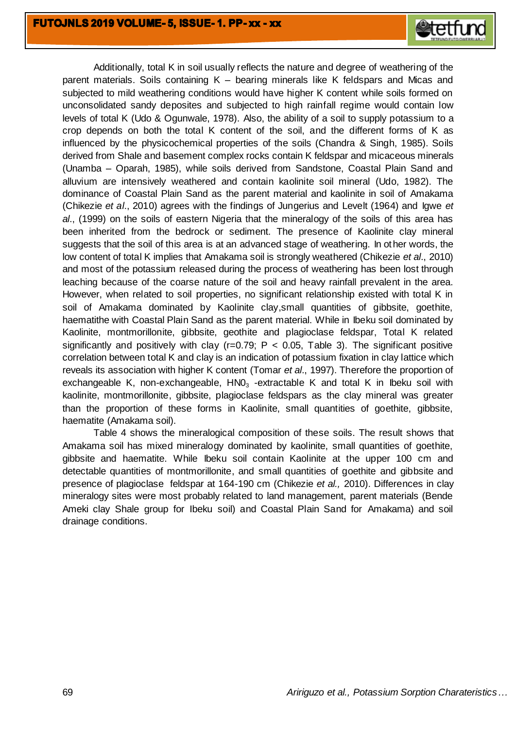Additionally, total K in soil usually reflects the nature and degree of weathering of the parent materials. Soils containing K – bearing minerals like K feldspars and Micas and subjected to mild weathering conditions would have higher K content while soils formed on unconsolidated sandy deposites and subjected to high rainfall regime would contain low levels of total K (Udo & Ogunwale, 1978). Also, the ability of a soil to supply potassium to a crop depends on both the total K content of the soil, and the different forms of K as influenced by the physicochemical properties of the soils (Chandra & Singh, 1985). Soils derived from Shale and basement complex rocks contain K feldspar and micaceous minerals (Unamba – Oparah, 1985), while soils derived from Sandstone, Coastal Plain Sand and alluvium are intensively weathered and contain kaolinite soil mineral (Udo, 1982). The dominance of Coastal Plain Sand as the parent material and kaolinite in soil of Amakama (Chikezie *et al*., 2010) agrees with the findings of Jungerius and Levelt (1964) and Igwe *et al*., (1999) on the soils of eastern Nigeria that the mineralogy of the soils of this area has been inherited from the bedrock or sediment. The presence of Kaolinite clay mineral suggests that the soil of this area is at an advanced stage of weathering. In other words, the low content of total K implies that Amakama soil is strongly weathered (Chikezie *et al*., 2010) and most of the potassium released during the process of weathering has been lost through leaching because of the coarse nature of the soil and heavy rainfall prevalent in the area. However, when related to soil properties, no significant relationship existed with total K in soil of Amakama dominated by Kaolinite clay,small quantities of gibbsite, goethite, haemathite with Coastal Plain Sand as the parent material. While in Ibeku soil dominated by Kaolinite, montmorillonite, gibbsite, geothite and plagioclase feldspar, Total K related significantly and positively with clay ($r=0.79$; $P < 0.05$, Table 3). The significant positive correlation between total K and clay is an indication of potassium fixation in clay lattice which reveals its association with higher K content (Tomar *et al*., 1997). Therefore the proportion of exchangeable K, non-exchangeable, $HN0_3$ -extractable K and total K in Ibeku soil with kaolinite, montmorillonite, gibbsite, plagioclase feldspars as the clay mineral was greater than the proportion of these forms in Kaolinite, small quantities of goethite, gibbsite, haematite (Amakama soil).

Table 4 shows the mineralogical composition of these soils. The result shows that Amakama soil has mixed mineralogy dominated by kaolinite, small quantities of goethite, gibbsite and haematite. While Ibeku soil contain Kaolinite at the upper 100 cm and detectable quantities of montmorillonite, and small quantities of goethite and gibbsite and presence of plagioclase feldspar at 164-190 cm (Chikezie *et al.,* 2010). Differences in clay mineralogy sites were most probably related to land management, parent materials (Bende Ameki clay Shale group for Ibeku soil) and Coastal Plain Sand for Amakama) and soil drainage conditions.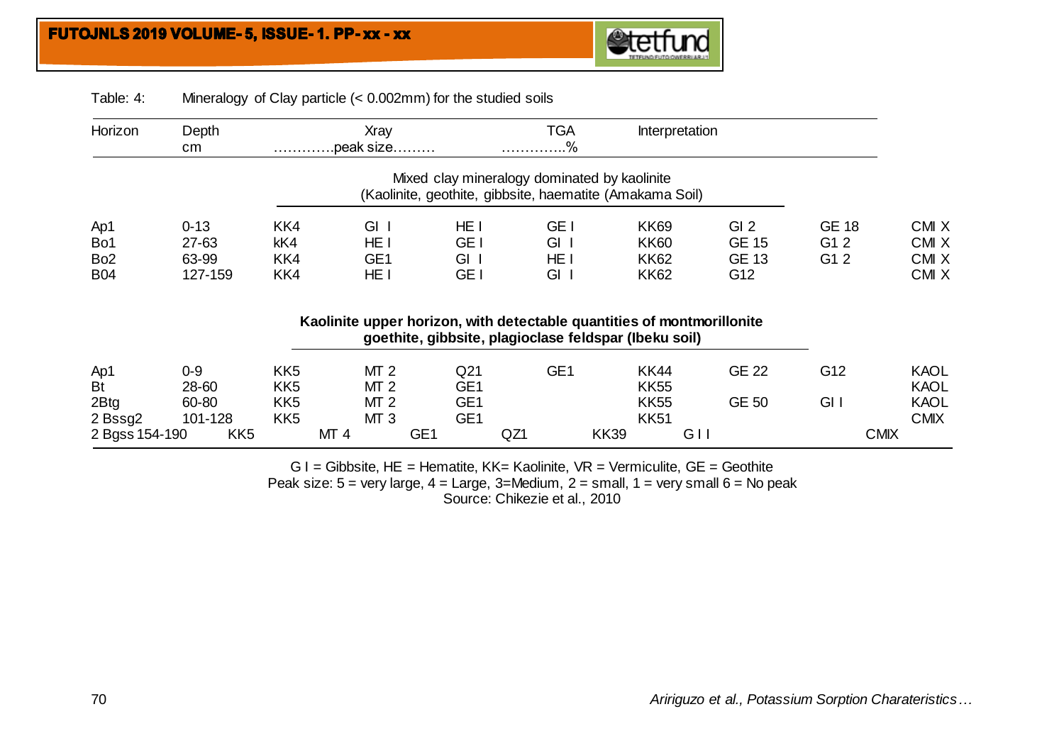Table: 4: Mineralogy of Clay particle (< 0.002mm) for the studied soils

| Horizon | Depth cm | Xray …………peak size……… | | | TGA …………..% | Interpretation | | | |
|---|---|---|---|---|---|---|---|---|---|
| | | Mixed clay mineralogy dominated by kaolinite (Kaolinite, geothite, gibbsite, haematite (Amakama Soil) | | | | | | | |
| Ap1 | 0-13 | KK4 | GI I | HE I | GE I | KK69 | GI 2 | GE 18 | CMI X |
| Bo1 | 27-63 | kK4 | HE I | GE I | GI I | KK60 | GE 15 | G1 2 | CMI X |
| Bo2 | 63-99 | KK4 | GE1 | GI I | HE I | KK62 | GE 13 | G1 2 | CMI X |
| B04 | 127-159 | KK4 | HE I | GE I | GI I | KK62 | G12 | | CMI X |
| | | **Kaolinite upper horizon, with detectable quantities of montmorillonite goethite, gibbsite, plagioclase feldspar (Ibeku soil)** | | | | | | | |
| Ap1 | 0-9 | KK5 | MT 2 | Q21 | GE1 | KK44 | GE 22 | G12 | KAOL |
| Bt | 28-60 | KK5 | MT 2 | GE1 | | KK55 | | | KAOL |
| 2Btg | 60-80 | KK5 | MT 2 | GE1 | | KK55 | GE 50 | GI I | KAOL |
| 2 Bssg2 | 101-128 | KK5 | MT 3 | GE1 | | KK51 | | | CMIX |
| 2 Bgss | 154-190 | KK5 | MT 4 | GE1 | QZ1 | KK39 | G I I | | CMIX |

G I = Gibbsite, HE = Hematite, KK= Kaolinite, VR = Vermiculite, GE = Geothite
Peak size: 5 = very large, 4 = Large, 3=Medium, 2 = small, 1 = very small 6 = No peak
Source: Chikezie et al., 2010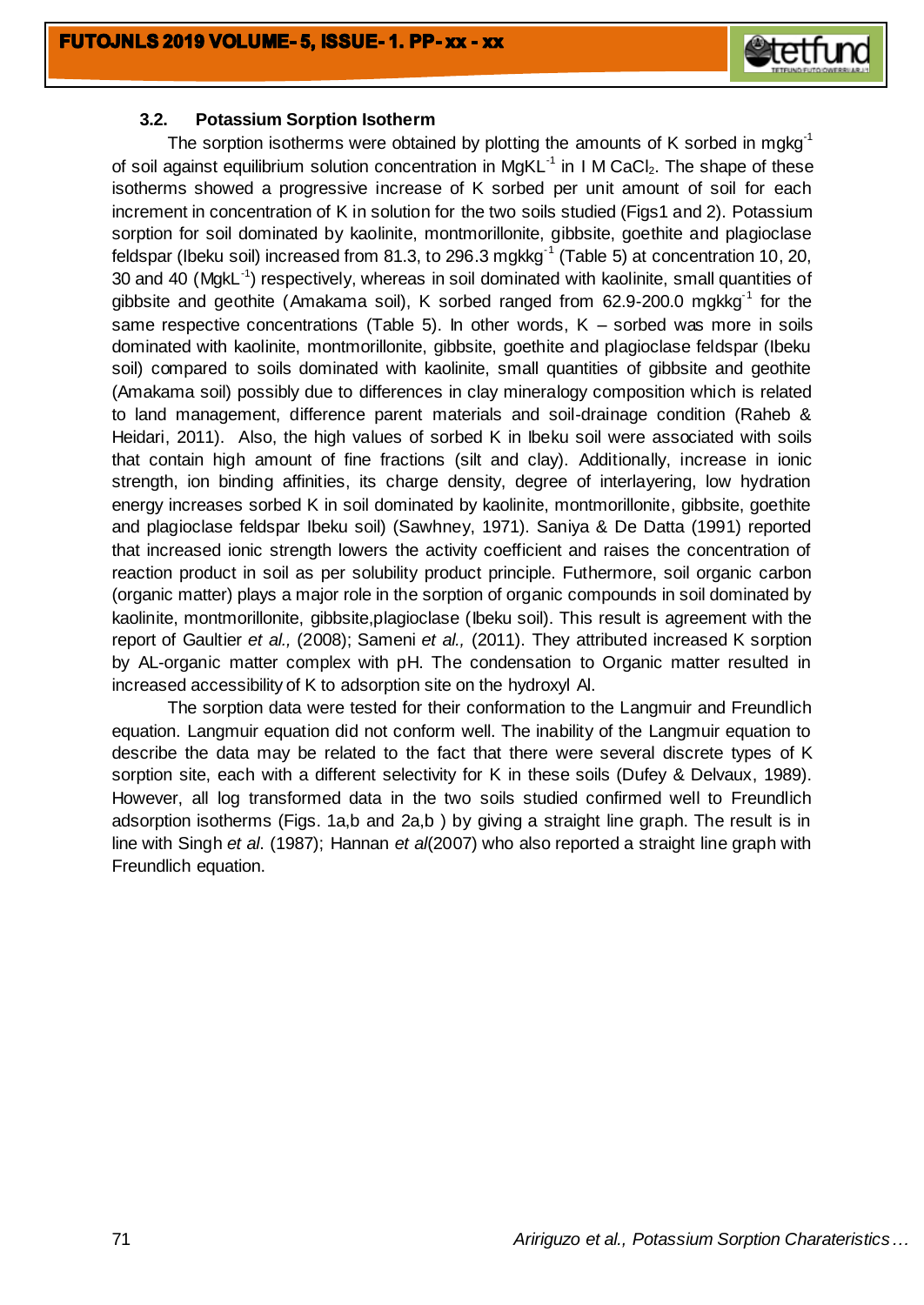### 3.2. Potassium Sorption Isotherm

The sorption isotherms were obtained by plotting the amounts of K sorbed in $mgkg^{-1}$ of soil against equilibrium solution concentration in $MgKL^{-1}$ in I M $CaCl_2$. The shape of these isotherms showed a progressive increase of K sorbed per unit amount of soil for each increment in concentration of K in solution for the two soils studied (Figs1 and 2). Potassium sorption for soil dominated by kaolinite, montmorillonite, gibbsite, goethite and plagioclase feldspar (Ibeku soil) increased from 81.3, to 296.3 $mgkg^{-1}$ (Table 5) at concentration 10, 20, 30 and 40 ($MgkL^{-1}$) respectively, whereas in soil dominated with kaolinite, small quantities of gibbsite and geothite (Amakama soil), K sorbed ranged from 62.9-200.0 $mgkg^{-1}$ for the same respective concentrations (Table 5). In other words, K – sorbed was more in soils dominated with kaolinite, montmorillonite, gibbsite, goethite and plagioclase feldspar (Ibeku soil) compared to soils dominated with kaolinite, small quantities of gibbsite and geothite (Amakama soil) possibly due to differences in clay mineralogy composition which is related to land management, difference parent materials and soil-drainage condition (Raheb & Heidari, 2011). Also, the high values of sorbed K in Ibeku soil were associated with soils that contain high amount of fine fractions (silt and clay). Additionally, increase in ionic strength, ion binding affinities, its charge density, degree of interlayering, low hydration energy increases sorbed K in soil dominated by kaolinite, montmorillonite, gibbsite, goethite and plagioclase feldspar Ibeku soil) (Sawhney, 1971). Saniya & De Datta (1991) reported that increased ionic strength lowers the activity coefficient and raises the concentration of reaction product in soil as per solubility product principle. Futhermore, soil organic carbon (organic matter) plays a major role in the sorption of organic compounds in soil dominated by kaolinite, montmorillonite, gibbsite,plagioclase (Ibeku soil). This result is agreement with the report of Gaultier *et al.,* (2008); Sameni *et al.,* (2011). They attributed increased K sorption by AL-organic matter complex with pH. The condensation to Organic matter resulted in increased accessibility of K to adsorption site on the hydroxyl Al.

The sorption data were tested for their conformation to the Langmuir and Freundlich equation. Langmuir equation did not conform well. The inability of the Langmuir equation to describe the data may be related to the fact that there were several discrete types of K sorption site, each with a different selectivity for K in these soils (Dufey & Delvaux, 1989). However, all log transformed data in the two soils studied confirmed well to Freundlich adsorption isotherms (Figs. 1a,b and 2a,b ) by giving a straight line graph. The result is in line with Singh *et al*. (1987); Hannan *et al*(2007) who also reported a straight line graph with Freundlich equation.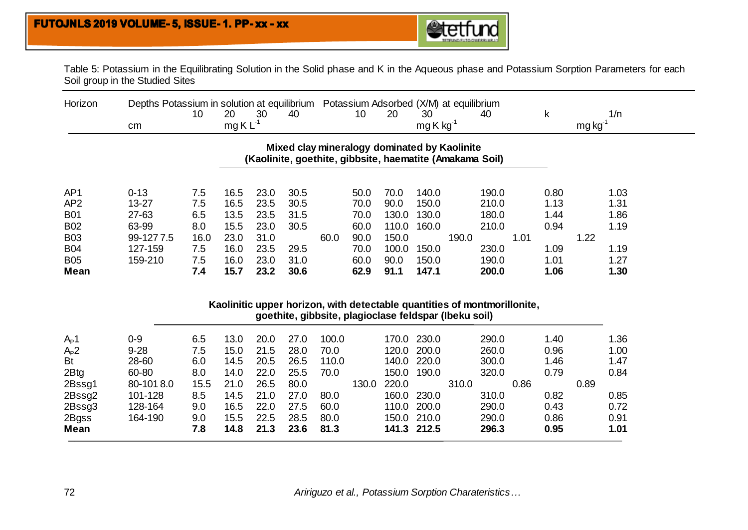Table 5: Potassium in the Equilibrating Solution in the Solid phase and K in the Aqueous phase and Potassium Sorption Parameters for each Soil group in the Studied Sites

| Horizon | Depths | Potassium in solution at equilibrium | | | | Potassium Adsorbed (X/M) at equilibrium | | | | k | 1/n |
|---|---|---|---|---|---|---|---|---|---|---|---|
| | | 10 | 20 | 30 | 40 | 10 | 20 | 30 | 40 | | |
| | cm | mg K $L^{-1}$ | | | | mg K $kg^{-1}$ | | | | mg $kg^{-1}$ | |
| **Mixed clay mineralogy dominated by Kaolinite (Kaolinite, goethite, gibbsite, haematite (Amakama Soil)** | | | | | | | | | | | |
| AP1 | 0-13 | 7.5 | 16.5 | 23.0 | 30.5 | 50.0 | 70.0 | 140.0 | 190.0 | 0.80 | 1.03 |
| AP2 | 13-27 | 7.5 | 16.5 | 23.5 | 30.5 | 70.0 | 90.0 | 150.0 | 210.0 | 1.13 | 1.31 |
| B01 | 27-63 | 6.5 | 13.5 | 23.5 | 31.5 | 70.0 | 130.0 | 130.0 | 180.0 | 1.44 | 1.86 |
| B02 | 63-99 | 8.0 | 15.5 | 23.0 | 30.5 | 60.0 | 110.0 | 160.0 | 210.0 | 0.94 | 1.19 |
| B03 | 99-127 | 7.5 | 16.0 | 23.0 | 31.0 | 60.0 | 90.0 | 150.0 | 190.0 | 1.01 | 1.22 |
| B04 | 127-159 | 7.5 | 16.0 | 23.5 | 29.5 | 70.0 | 100.0 | 150.0 | 230.0 | 1.09 | 1.19 |
| B05 | 159-210 | 7.5 | 16.0 | 23.0 | 31.0 | 60.0 | 90.0 | 150.0 | 190.0 | 1.01 | 1.27 |
| **Mean** | | **7.4** | **15.7** | **23.2** | **30.6** | **62.9** | **91.1** | **147.1** | **200.0** | **1.06** | **1.30** |
| **Kaolinitic upper horizon, with detectable quantities of montmorillonite, goethite, gibbsite, plagioclase feldspar (Ibeku soil)** | | | | | | | | | | | |
| $A_P1$ | 0-9 | 6.5 | 13.0 | 20.0 | 27.0 | 100.0 | 170.0 | 230.0 | 290.0 | 1.40 | 1.36 |
| $A_P2$ | 9-28 | 7.5 | 15.0 | 21.5 | 28.0 | 70.0 | 120.0 | 200.0 | 260.0 | 0.96 | 1.00 |
| Bt | 28-60 | 6.0 | 14.5 | 20.5 | 26.5 | 110.0 | 140.0 | 220.0 | 300.0 | 1.46 | 1.47 |
| 2Btg | 60-80 | 8.0 | 14.0 | 22.0 | 25.5 | 70.0 | 150.0 | 190.0 | 320.0 | 0.79 | 0.84 |
| 2Bssg1 | 80-101 | 8.0 | 15.5 | 21.0 | 26.5 | 80.0 | 130.0 | 220.0 | 310.0 | 0.86 | 0.89 |
| 2Bssg2 | 101-128 | 8.5 | 14.5 | 21.0 | 27.0 | 80.0 | 160.0 | 230.0 | 310.0 | 0.82 | 0.85 |
| 2Bssg3 | 128-164 | 9.0 | 16.5 | 22.0 | 27.5 | 60.0 | 110.0 | 200.0 | 290.0 | 0.43 | 0.72 |
| 2Bgss | 164-190 | 9.0 | 15.5 | 22.5 | 28.5 | 80.0 | 150.0 | 210.0 | 290.0 | 0.86 | 0.91 |
| **Mean** | | **7.8** | **14.8** | **21.3** | **23.6** | **81.3** | **141.3** | **212.5** | **296.3** | **0.95** | **1.01** |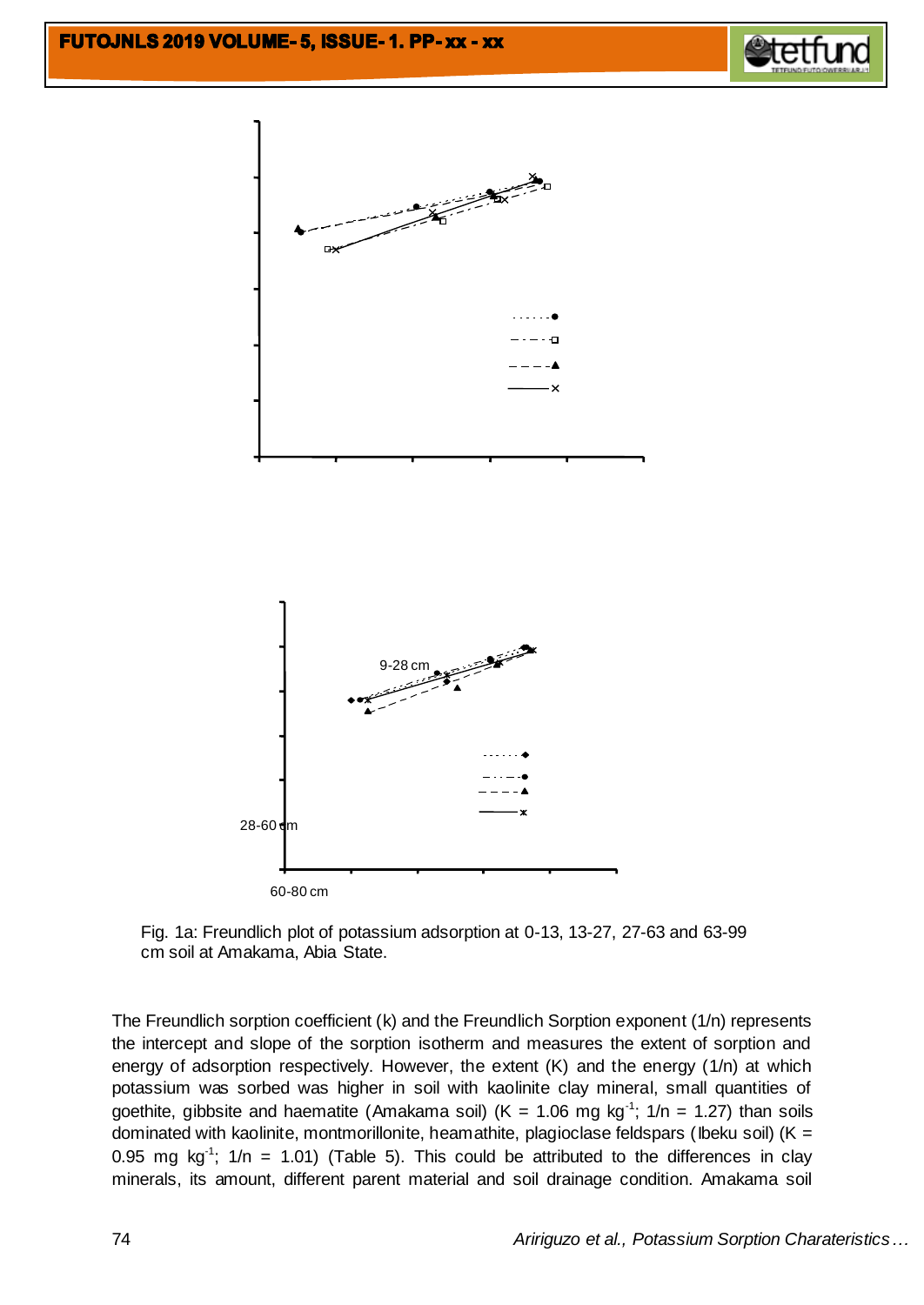9-28 cm

28-60 cm

60-80 cm

Fig. 1a: Freundlich plot of potassium adsorption at 0-13, 13-27, 27-63 and 63-99 cm soil at Amakama, Abia State.

The Freundlich sorption coefficient (k) and the Freundlich Sorption exponent (1/n) represents the intercept and slope of the sorption isotherm and measures the extent of sorption and energy of adsorption respectively. However, the extent (K) and the energy (1/n) at which potassium was sorbed was higher in soil with kaolinite clay mineral, small quantities of goethite, gibbsite and haematite (Amakama soil) (K = 1.06 mg $kg^{-1}$; 1/n = 1.27) than soils dominated with kaolinite, montmorillonite, heamathite, plagioclase feldspars (Ibeku soil) (K = 0.95 mg $kg^{-1}$; 1/n = 1.01) (Table 5). This could be attributed to the differences in clay minerals, its amount, different parent material and soil drainage condition. Amakama soil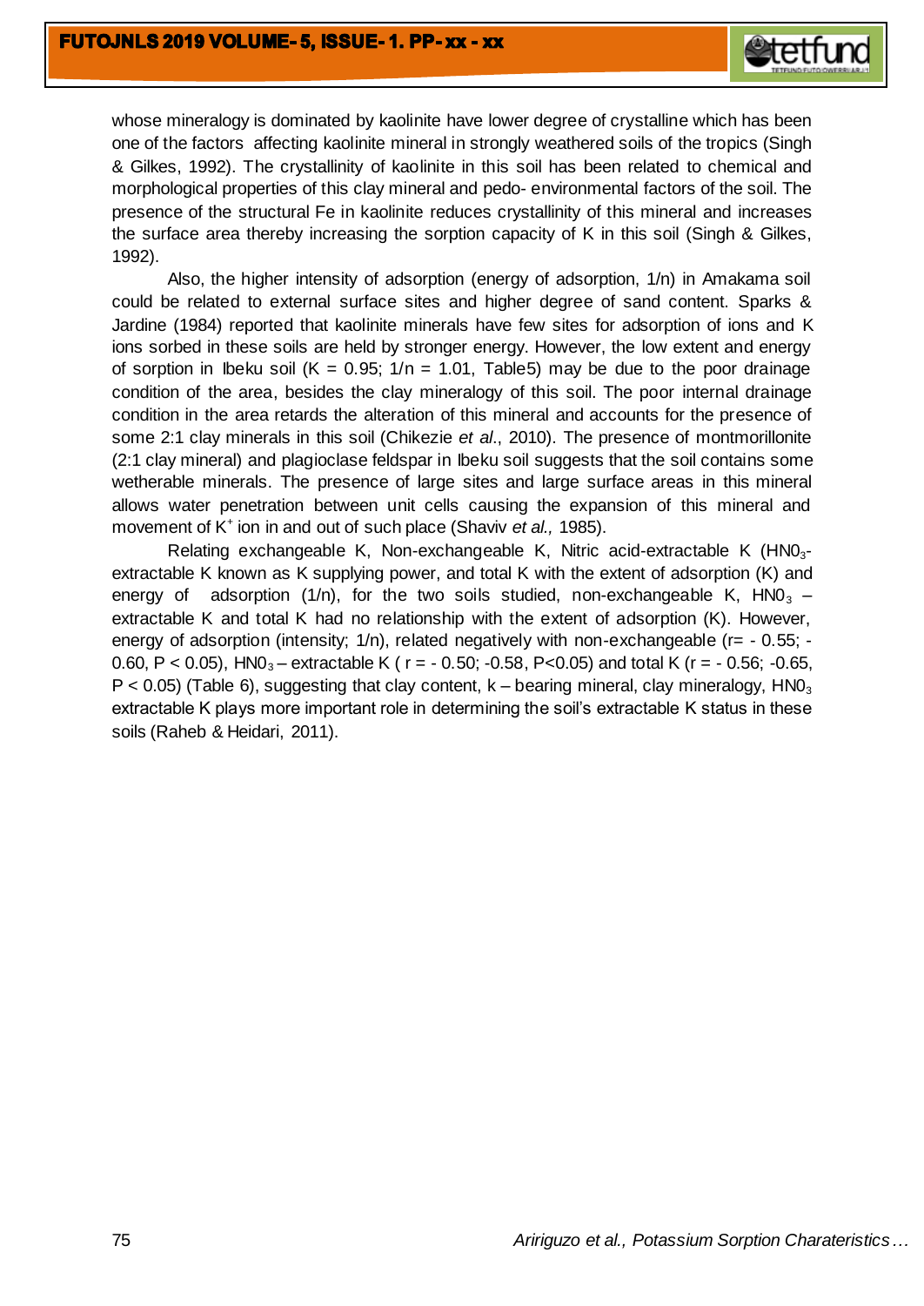whose mineralogy is dominated by kaolinite have lower degree of crystalline which has been one of the factors affecting kaolinite mineral in strongly weathered soils of the tropics (Singh & Gilkes, 1992). The crystallinity of kaolinite in this soil has been related to chemical and morphological properties of this clay mineral and pedo- environmental factors of the soil. The presence of the structural Fe in kaolinite reduces crystallinity of this mineral and increases the surface area thereby increasing the sorption capacity of K in this soil (Singh & Gilkes, 1992).

Also, the higher intensity of adsorption (energy of adsorption, 1/n) in Amakama soil could be related to external surface sites and higher degree of sand content. Sparks & Jardine (1984) reported that kaolinite minerals have few sites for adsorption of ions and K ions sorbed in these soils are held by stronger energy. However, the low extent and energy of sorption in Ibeku soil (K = 0.95; 1/n = 1.01, Table5) may be due to the poor drainage condition of the area, besides the clay mineralogy of this soil. The poor internal drainage condition in the area retards the alteration of this mineral and accounts for the presence of some 2:1 clay minerals in this soil (Chikezie *et al*., 2010). The presence of montmorillonite (2:1 clay mineral) and plagioclase feldspar in Ibeku soil suggests that the soil contains some wetherable minerals. The presence of large sites and large surface areas in this mineral allows water penetration between unit cells causing the expansion of this mineral and movement of $K^+$ ion in and out of such place (Shaviv *et al.,* 1985).

Relating exchangeable K, Non-exchangeable K, Nitric acid-extractable K ($HN0_3$-extractable K known as K supplying power, and total K with the extent of adsorption (K) and energy of adsorption (1/n), for the two soils studied, non-exchangeable K, $HN0_3$ – extractable K and total K had no relationship with the extent of adsorption (K). However, energy of adsorption (intensity; 1/n), related negatively with non-exchangeable ($r = -0.55$; $-0.60$, $P < 0.05$), $HN0_3$ – extractable K ($r = -0.50$; $-0.58$, $P<0.05$) and total K ($r = -0.56$; $-0.65$, $P < 0.05$) (Table 6), suggesting that clay content, k – bearing mineral, clay mineralogy, $HN0_3$ extractable K plays more important role in determining the soil's extractable K status in these soils (Raheb & Heidari, 2011).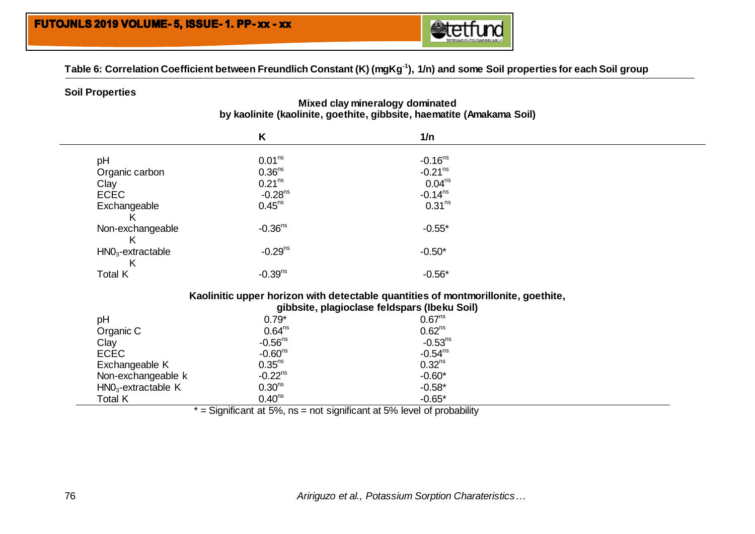**Table 6: Correlation Coefficient between Freundlich Constant (K) ($mgKg^{-1}$), 1/n) and some Soil properties for each Soil group**

| Soil Properties | K | 1/n |
|---|---|---|
| **Mixed clay mineralogy dominated by kaolinite (kaolinite, goethite, gibbsite, haematite (Amakama Soil)** | | |
| pH | $0.01^{ns}$ | $-0.16^{ns}$ |
| Organic carbon | $0.36^{ns}$ | $-0.21^{ns}$ |
| Clay | $0.21^{ns}$ | $0.04^{ns}$ |
| ECEC | $-0.28^{ns}$ | $-0.14^{ns}$ |
| Exchangeable K | $0.45^{ns}$ | $0.31^{ns}$ |
| Non-exchangeable K | $-0.36^{ns}$ | $-0.55^{*}$ |
| $HNO_3$-extractable K | $-0.29^{ns}$ | $-0.50^{*}$ |
| Total K | $-0.39^{ns}$ | $-0.56^{*}$ |
| **Kaolinitic upper horizon with detectable quantities of montmorillonite, goethite, gibbsite, plagioclase feldspars (Ibeku Soil)** | | |
| pH | $0.79^{*}$ | $0.67^{ns}$ |
| Organic C | $0.64^{ns}$ | $0.62^{ns}$ |
| Clay | $-0.56^{ns}$ | $-0.53^{ns}$ |
| ECEC | $-0.60^{ns}$ | $-0.54^{ns}$ |
| Exchangeable K | $0.35^{ns}$ | $0.32^{ns}$ |
| Non-exchangeable k | $-0.22^{ns}$ | $-0.60^{*}$ |
| $HNO_3$-extractable K | $0.30^{ns}$ | $-0.58^{*}$ |
| Total K | $0.40^{ns}$ | $-0.65^{*}$ |

\* = Significant at 5%, ns = not significant at 5% level of probability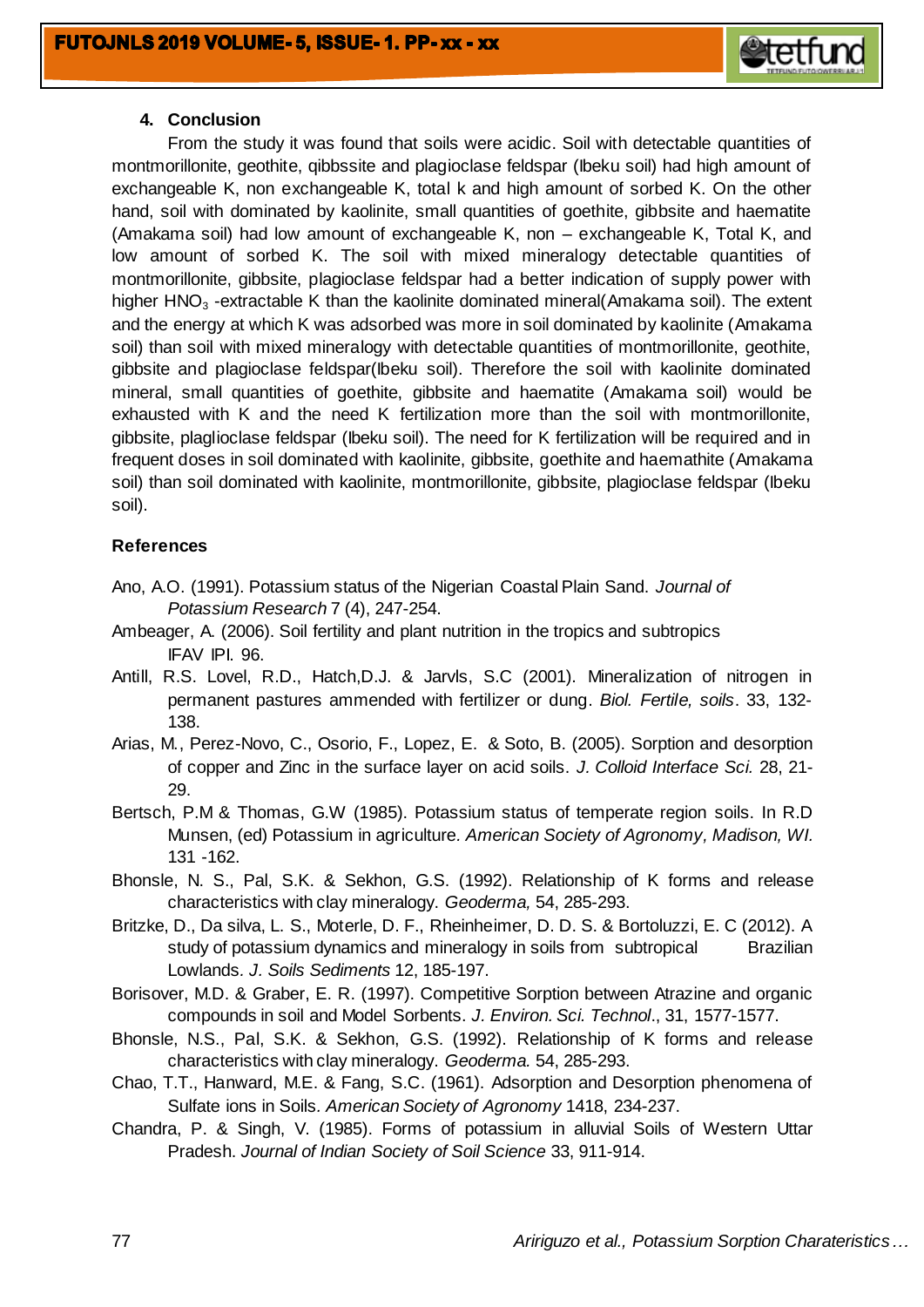## 4. Conclusion

From the study it was found that soils were acidic. Soil with detectable quantities of montmorillonite, geothite, qibbssite and plagioclase feldspar (Ibeku soil) had high amount of exchangeable K, non exchangeable K, total k and high amount of sorbed K. On the other hand, soil with dominated by kaolinite, small quantities of goethite, gibbsite and haematite (Amakama soil) had low amount of exchangeable K, non – exchangeable K, Total K, and low amount of sorbed K. The soil with mixed mineralogy detectable quantities of montmorillonite, gibbsite, plagioclase feldspar had a better indication of supply power with higher $HNO_3$ -extractable K than the kaolinite dominated mineral(Amakama soil). The extent and the energy at which K was adsorbed was more in soil dominated by kaolinite (Amakama soil) than soil with mixed mineralogy with detectable quantities of montmorillonite, geothite, gibbsite and plagioclase feldspar(Ibeku soil). Therefore the soil with kaolinite dominated mineral, small quantities of goethite, gibbsite and haematite (Amakama soil) would be exhausted with K and the need K fertilization more than the soil with montmorillonite, gibbsite, plaglioclase feldspar (Ibeku soil). The need for K fertilization will be required and in frequent doses in soil dominated with kaolinite, gibbsite, goethite and haemathite (Amakama soil) than soil dominated with kaolinite, montmorillonite, gibbsite, plagioclase feldspar (Ibeku soil).

## References

Ano, A.O. (1991). Potassium status of the Nigerian Coastal Plain Sand. *Journal of Potassium Research* 7 (4), 247-254.

Ambeager, A. (2006). Soil fertility and plant nutrition in the tropics and subtropics IFAV IPI. 96.

Antill, R.S. Lovel, R.D., Hatch,D.J. & Jarvls, S.C (2001). Mineralization of nitrogen in permanent pastures ammended with fertilizer or dung. *Biol. Fertile, soils*. 33, 132-138.

Arias, M., Perez-Novo, C., Osorio, F., Lopez, E. & Soto, B. (2005). Sorption and desorption of copper and Zinc in the surface layer on acid soils. *J. Colloid Interface Sci.* 28, 21-29.

Bertsch, P.M & Thomas, G.W (1985). Potassium status of temperate region soils. In R.D Munsen, (ed) Potassium in agriculture*. American Society of Agronomy, Madison, WI.* 131 -162.

Bhonsle, N. S., Pal, S.K. & Sekhon, G.S. (1992). Relationship of K forms and release characteristics with clay mineralogy. *Geoderma,* 54, 285-293.

Britzke, D., Da silva, L. S., Moterle, D. F., Rheinheimer, D. D. S. & Bortoluzzi, E. C (2012). A study of potassium dynamics and mineralogy in soils from subtropical Brazilian Lowlands. *J. Soils Sediments* 12, 185-197.

Borisover, M.D. & Graber, E. R. (1997). Competitive Sorption between Atrazine and organic compounds in soil and Model Sorbents. *J. Environ. Sci. Technol*., 31, 1577-1577.

Bhonsle, N.S., Pal, S.K. & Sekhon, G.S. (1992). Relationship of K forms and release characteristics with clay mineralogy. *Geoderma.* 54, 285-293.

Chao, T.T., Hanward, M.E. & Fang, S.C. (1961). Adsorption and Desorption phenomena of Sulfate ions in Soils*. American Society of Agronomy* 1418, 234-237.

Chandra, P. & Singh, V. (1985). Forms of potassium in alluvial Soils of Western Uttar Pradesh. *Journal of Indian Society of Soil Science* 33, 911-914.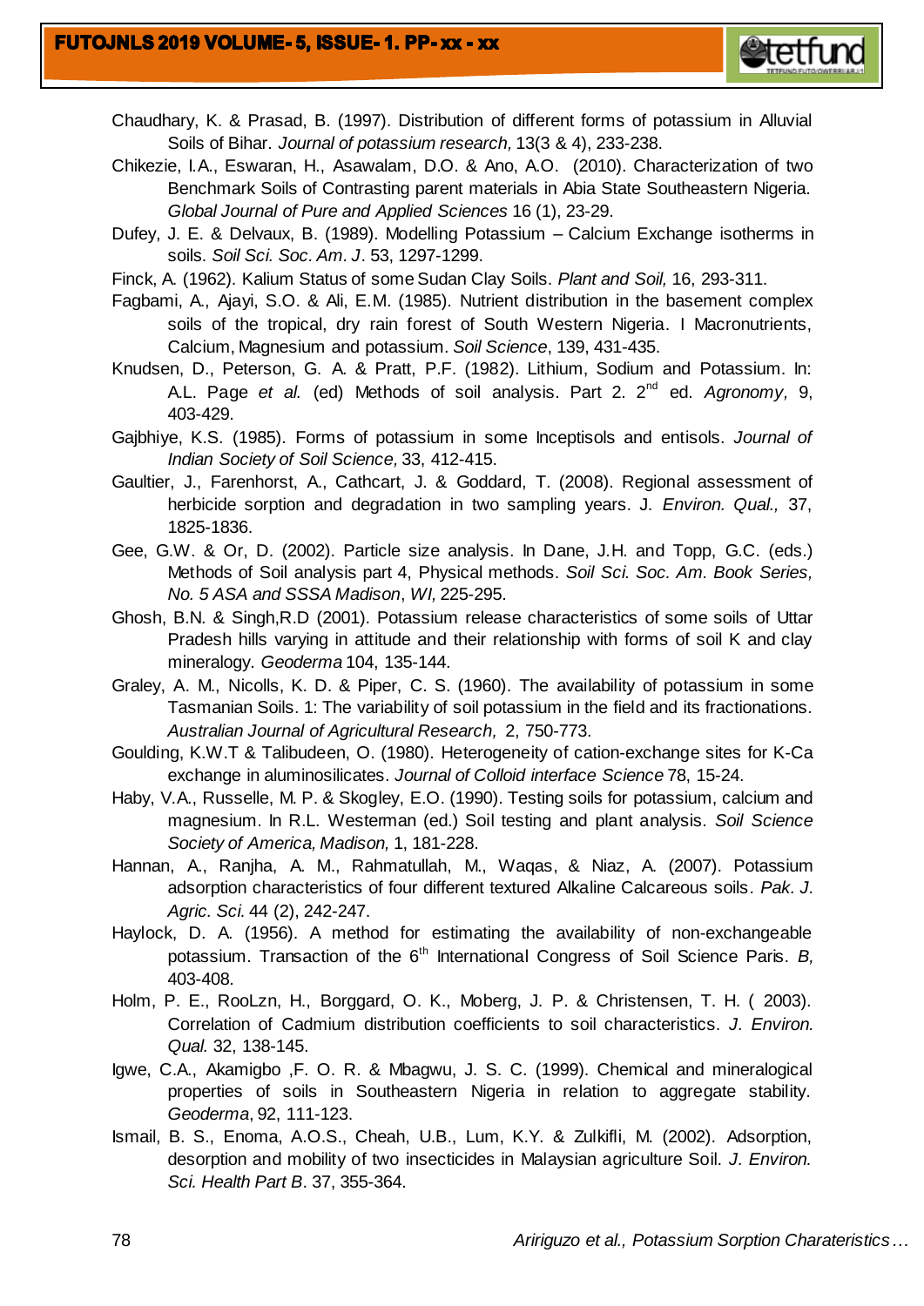Chaudhary, K. & Prasad, B. (1997). Distribution of different forms of potassium in Alluvial Soils of Bihar. *Journal of potassium research,* 13(3 & 4), 233-238.

Chikezie, I.A., Eswaran, H., Asawalam, D.O. & Ano, A.O. (2010). Characterization of two Benchmark Soils of Contrasting parent materials in Abia State Southeastern Nigeria. *Global Journal of Pure and Applied Sciences* 16 (1), 23-29.

Dufey, J. E. & Delvaux, B. (1989). Modelling Potassium – Calcium Exchange isotherms in soils. *Soil Sci. Soc. Am. J*. 53, 1297-1299.

Finck, A. (1962). Kalium Status of some Sudan Clay Soils. *Plant and Soil,* 16, 293-311.

Fagbami, A., Ajayi, S.O. & Ali, E.M. (1985). Nutrient distribution in the basement complex soils of the tropical, dry rain forest of South Western Nigeria. I Macronutrients, Calcium, Magnesium and potassium. *Soil Science*, 139, 431-435.

Knudsen, D., Peterson, G. A. & Pratt, P.F. (1982). Lithium, Sodium and Potassium. In: A.L. Page *et al.* (ed) Methods of soil analysis. Part 2. 2nd ed. *Agronomy,* 9, 403-429.

Gajbhiye, K.S. (1985). Forms of potassium in some Inceptisols and entisols. *Journal of Indian Society of Soil Science,* 33, 412-415.

Gaultier, J., Farenhorst, A., Cathcart, J. & Goddard, T. (2008). Regional assessment of herbicide sorption and degradation in two sampling years. J. *Environ. Qual.,* 37, 1825-1836.

Gee, G.W. & Or, D. (2002). Particle size analysis. In Dane, J.H. and Topp, G.C. (eds.) Methods of Soil analysis part 4, Physical methods. *Soil Sci. Soc. Am. Book Series, No. 5 ASA and SSSA Madison*, *WI,* 225-295.

Ghosh, B.N. & Singh,R.D (2001). Potassium release characteristics of some soils of Uttar Pradesh hills varying in attitude and their relationship with forms of soil K and clay mineralogy. *Geoderma* 104, 135-144.

Graley, A. M., Nicolls, K. D. & Piper, C. S. (1960). The availability of potassium in some Tasmanian Soils. 1: The variability of soil potassium in the field and its fractionations. *Australian Journal of Agricultural Research,* 2, 750-773.

Goulding, K.W.T & Talibudeen, O. (1980). Heterogeneity of cation-exchange sites for K-Ca exchange in aluminosilicates. *Journal of Colloid interface Science* 78, 15-24.

Haby, V.A., Russelle, M. P. & Skogley, E.O. (1990). Testing soils for potassium, calcium and magnesium. In R.L. Westerman (ed.) Soil testing and plant analysis. *Soil Science Society of America, Madison,* 1, 181-228.

Hannan, A., Ranjha, A. M., Rahmatullah, M., Waqas, & Niaz, A. (2007). Potassium adsorption characteristics of four different textured Alkaline Calcareous soils. *Pak. J. Agric. Sci.* 44 (2), 242-247.

Haylock, D. A. (1956). A method for estimating the availability of non-exchangeable potassium. Transaction of the 6th International Congress of Soil Science Paris. *B,* 403-408.

Holm, P. E., RooLzn, H., Borggard, O. K., Moberg, J. P. & Christensen, T. H. ( 2003). Correlation of Cadmium distribution coefficients to soil characteristics. *J. Environ. Qual.* 32, 138-145.

Igwe, C.A., Akamigbo ,F. O. R. & Mbagwu, J. S. C. (1999). Chemical and mineralogical properties of soils in Southeastern Nigeria in relation to aggregate stability. *Geoderma*, 92, 111-123.

Ismail, B. S., Enoma, A.O.S., Cheah, U.B., Lum, K.Y. & Zulkifli, M. (2002). Adsorption, desorption and mobility of two insecticides in Malaysian agriculture Soil. *J. Environ. Sci. Health Part B*. 37, 355-364.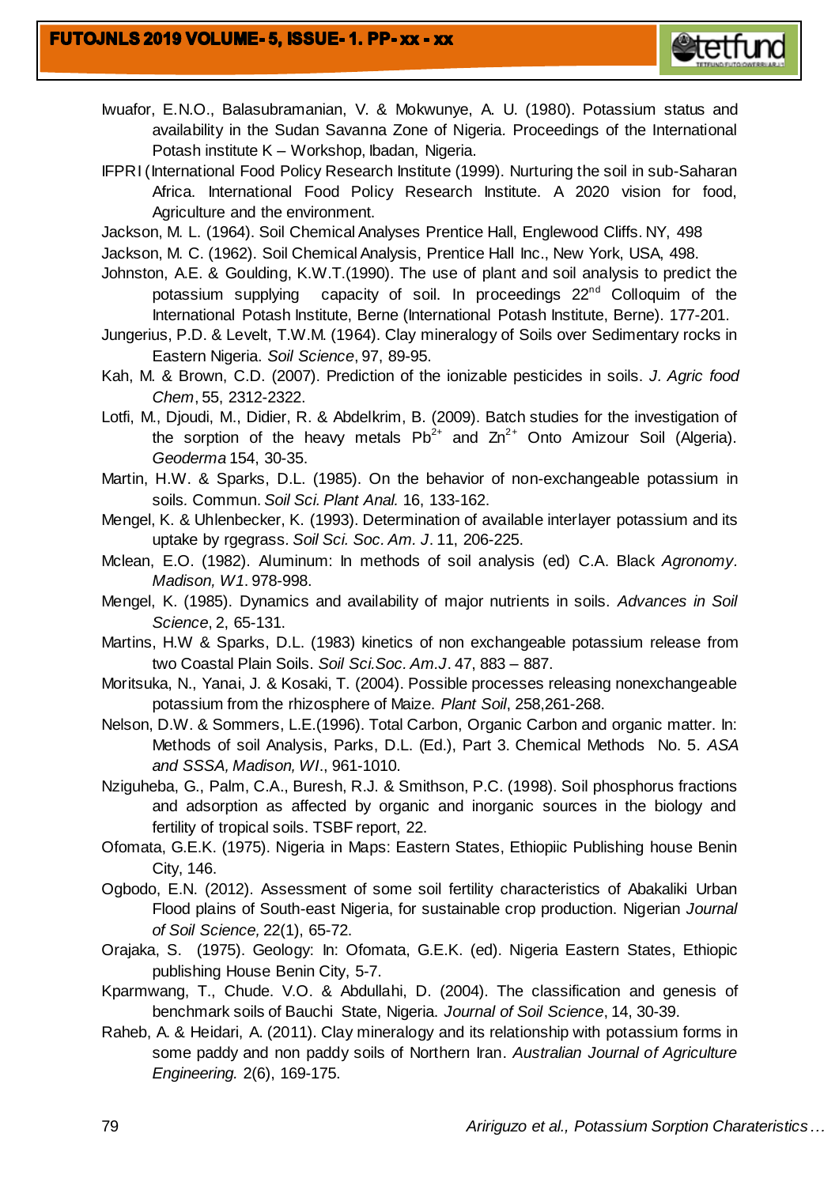Iwuafor, E.N.O., Balasubramanian, V. & Mokwunye, A. U. (1980). Potassium status and availability in the Sudan Savanna Zone of Nigeria. Proceedings of the International Potash institute K – Workshop, Ibadan, Nigeria.

IFPRI (International Food Policy Research Institute (1999). Nurturing the soil in sub-Saharan Africa. International Food Policy Research Institute. A 2020 vision for food, Agriculture and the environment.

Jackson, M. L. (1964). Soil Chemical Analyses Prentice Hall, Englewood Cliffs. NY, 498

Jackson, M. C. (1962). Soil Chemical Analysis, Prentice Hall Inc., New York, USA, 498.

Johnston, A.E. & Goulding, K.W.T.(1990). The use of plant and soil analysis to predict the potassium supplying capacity of soil. In proceedings 22nd Colloquim of the International Potash Institute, Berne (International Potash Institute, Berne). 177-201.

Jungerius, P.D. & Levelt, T.W.M. (1964). Clay mineralogy of Soils over Sedimentary rocks in Eastern Nigeria. *Soil Science*, 97, 89-95.

Kah, M. & Brown, C.D. (2007). Prediction of the ionizable pesticides in soils. *J. Agric food Chem*, 55, 2312-2322.

Lotfi, M., Djoudi, M., Didier, R. & Abdelkrim, B. (2009). Batch studies for the investigation of the sorption of the heavy metals $Pb^{2+}$ and $Zn^{2+}$ Onto Amizour Soil (Algeria). *Geoderma* 154, 30-35.

Martin, H.W. & Sparks, D.L. (1985). On the behavior of non-exchangeable potassium in soils. Commun. *Soil Sci. Plant Anal.* 16, 133-162.

Mengel, K. & Uhlenbecker, K. (1993). Determination of available interlayer potassium and its uptake by rgegrass. *Soil Sci. Soc. Am. J*. 11, 206-225.

Mclean, E.O. (1982). Aluminum: In methods of soil analysis (ed) C.A. Black *Agronomy*. *Madison, W1*. 978-998.

Mengel, K. (1985). Dynamics and availability of major nutrients in soils. *Advances in Soil Science*, 2, 65-131.

Martins, H.W & Sparks, D.L. (1983) kinetics of non exchangeable potassium release from two Coastal Plain Soils. *Soil Sci.Soc. Am.J*. 47, 883 – 887.

Moritsuka, N., Yanai, J. & Kosaki, T. (2004). Possible processes releasing nonexchangeable potassium from the rhizosphere of Maize. *Plant Soil*, 258,261-268.

Nelson, D.W. & Sommers, L.E.(1996). Total Carbon, Organic Carbon and organic matter. In: Methods of soil Analysis, Parks, D.L. (Ed.), Part 3. Chemical Methods No. 5. *ASA and SSSA, Madison, WI*., 961-1010.

Nziguheba, G., Palm, C.A., Buresh, R.J. & Smithson, P.C. (1998). Soil phosphorus fractions and adsorption as affected by organic and inorganic sources in the biology and fertility of tropical soils. TSBF report, 22.

Ofomata, G.E.K. (1975). Nigeria in Maps: Eastern States, Ethiopiic Publishing house Benin City, 146.

Ogbodo, E.N. (2012). Assessment of some soil fertility characteristics of Abakaliki Urban Flood plains of South-east Nigeria, for sustainable crop production. Nigerian *Journal of Soil Science,* 22(1), 65-72.

Orajaka, S. (1975). Geology: In: Ofomata, G.E.K. (ed). Nigeria Eastern States, Ethiopic publishing House Benin City, 5-7.

Kparmwang, T., Chude. V.O. & Abdullahi, D. (2004). The classification and genesis of benchmark soils of Bauchi State, Nigeria. *Journal of Soil Science*, 14, 30-39.

Raheb, A. & Heidari, A. (2011). Clay mineralogy and its relationship with potassium forms in some paddy and non paddy soils of Northern Iran. *Australian Journal of Agriculture Engineering.* 2(6), 169-175.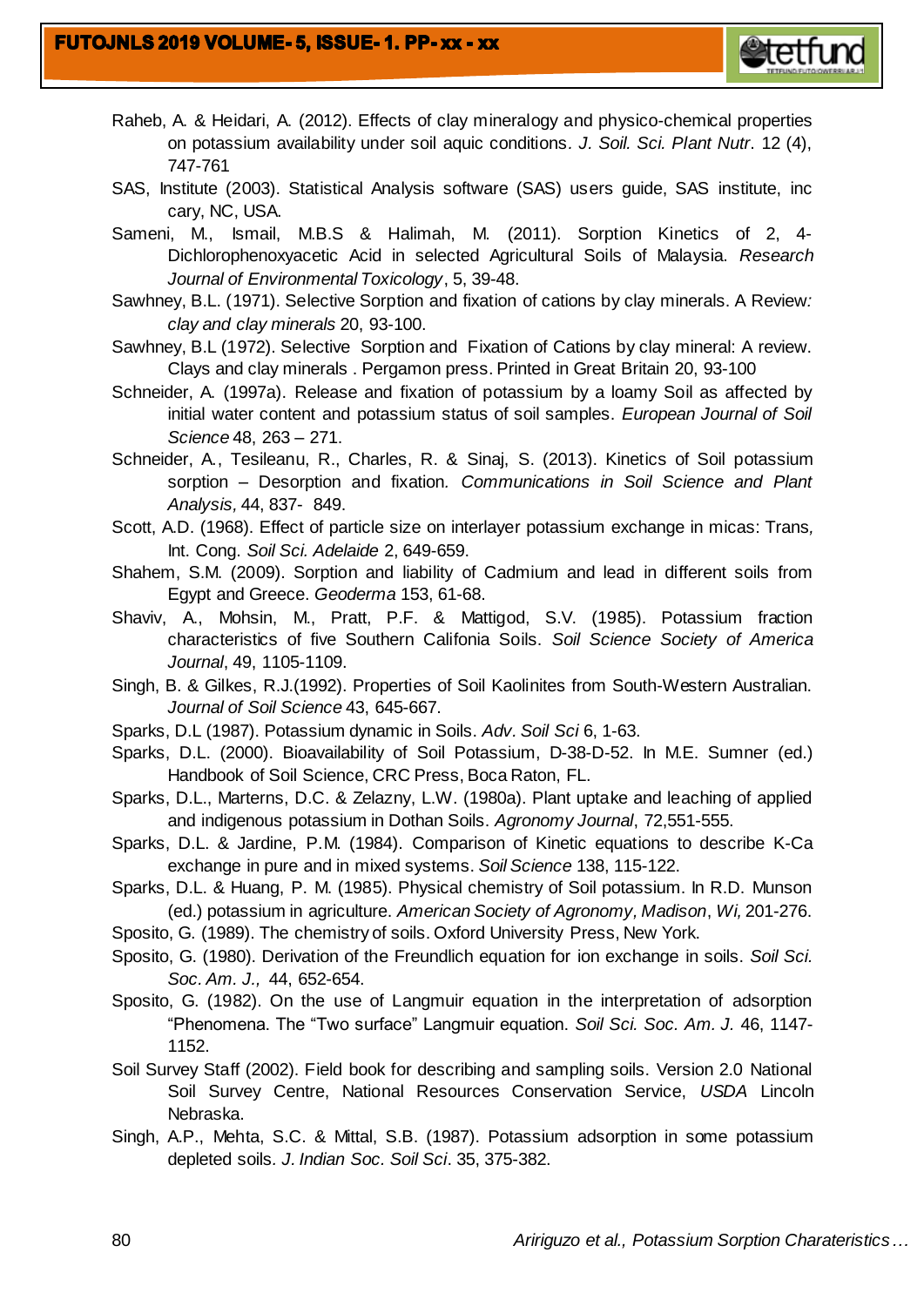Raheb, A. & Heidari, A. (2012). Effects of clay mineralogy and physico-chemical properties on potassium availability under soil aquic conditions. *J. Soil. Sci. Plant Nutr*. 12 (4), 747-761

SAS, Institute (2003). Statistical Analysis software (SAS) users guide, SAS institute, inc cary, NC, USA.

Sameni, M., Ismail, M.B.S & Halimah, M. (2011). Sorption Kinetics of 2, 4-Dichlorophenoxyacetic Acid in selected Agricultural Soils of Malaysia. *Research Journal of Environmental Toxicology*, 5, 39-48.

Sawhney, B.L. (1971). Selective Sorption and fixation of cations by clay minerals. A Review*: clay and clay minerals* 20, 93-100.

Sawhney, B.L (1972). Selective Sorption and Fixation of Cations by clay mineral: A review. Clays and clay minerals . Pergamon press. Printed in Great Britain 20, 93-100

Schneider, A. (1997a). Release and fixation of potassium by a loamy Soil as affected by initial water content and potassium status of soil samples. *European Journal of Soil Science* 48, 263 – 271.

Schneider, A., Tesileanu, R., Charles, R. & Sinaj, S. (2013). Kinetics of Soil potassium sorption – Desorption and fixation*. Communications in Soil Science and Plant Analysis,* 44, 837- 849.

Scott, A.D. (1968). Effect of particle size on interlayer potassium exchange in micas: Trans*,* Int. Cong. *Soil Sci. Adelaide* 2, 649-659.

Shahem, S.M. (2009). Sorption and liability of Cadmium and lead in different soils from Egypt and Greece. *Geoderma* 153, 61-68.

Shaviv, A., Mohsin, M., Pratt, P.F. & Mattigod, S.V. (1985). Potassium fraction characteristics of five Southern Califonia Soils. *Soil Science Society of America Journal*, 49, 1105-1109.

Singh, B. & Gilkes, R.J.(1992). Properties of Soil Kaolinites from South-Western Australian. *Journal of Soil Science* 43, 645-667.

Sparks, D.L (1987). Potassium dynamic in Soils. *Adv. Soil Sci* 6, 1-63.

Sparks, D.L. (2000). Bioavailability of Soil Potassium, D-38-D-52. In M.E. Sumner (ed.) Handbook of Soil Science, CRC Press, Boca Raton, FL.

Sparks, D.L., Marterns, D.C. & Zelazny, L.W. (1980a). Plant uptake and leaching of applied and indigenous potassium in Dothan Soils. *Agronomy Journal*, 72,551-555.

Sparks, D.L. & Jardine, P.M. (1984). Comparison of Kinetic equations to describe K-Ca exchange in pure and in mixed systems. *Soil Science* 138, 115-122.

Sparks, D.L. & Huang, P. M. (1985). Physical chemistry of Soil potassium. In R.D. Munson (ed.) potassium in agriculture. *American Society of Agronomy, Madison*, *Wi,* 201-276.

Sposito, G. (1989). The chemistry of soils. Oxford University Press, New York.

Sposito, G. (1980). Derivation of the Freundlich equation for ion exchange in soils. *Soil Sci. Soc. Am. J.,* 44, 652-654.

Sposito, G. (1982). On the use of Langmuir equation in the interpretation of adsorption "Phenomena. The "Two surface" Langmuir equation. *Soil Sci. Soc. Am. J.* 46, 1147-1152.

Soil Survey Staff (2002). Field book for describing and sampling soils. Version 2.0 National Soil Survey Centre, National Resources Conservation Service, *USDA* Lincoln Nebraska.

Singh, A.P., Mehta, S.C. & Mittal, S.B. (1987). Potassium adsorption in some potassium depleted soils*. J. Indian Soc. Soil Sci*. 35, 375-382.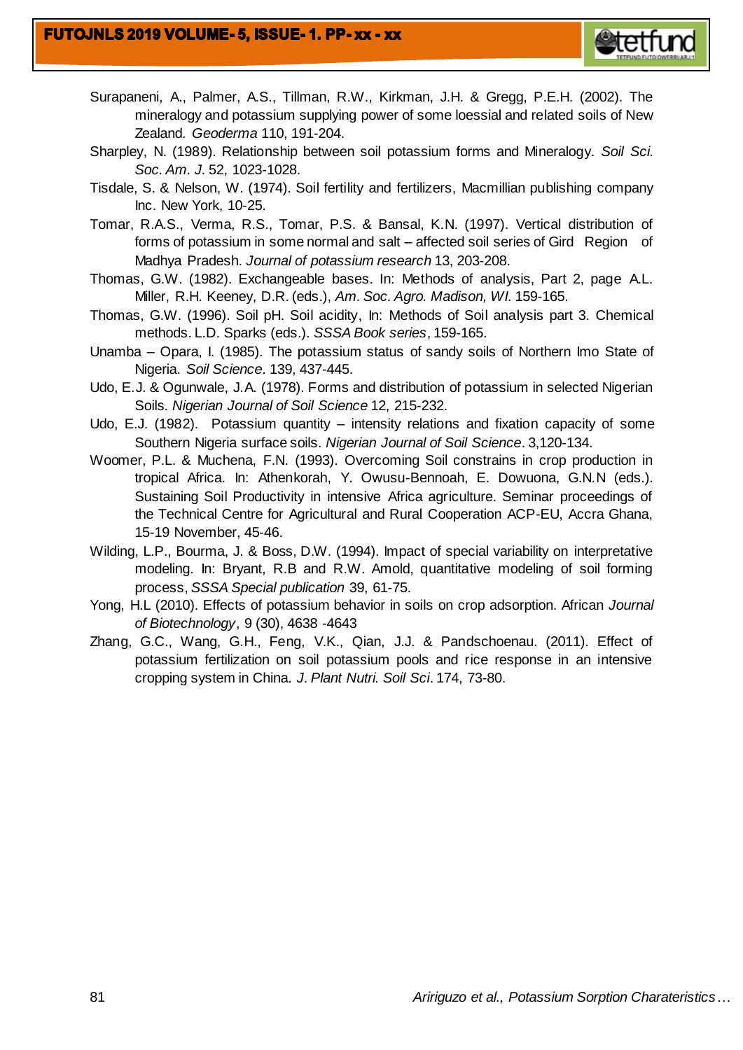Surapaneni, A., Palmer, A.S., Tillman, R.W., Kirkman, J.H. & Gregg, P.E.H. (2002). The mineralogy and potassium supplying power of some loessial and related soils of New Zealand. *Geoderma* 110, 191-204.

Sharpley, N. (1989). Relationship between soil potassium forms and Mineralogy. *Soil Sci. Soc. Am. J.* 52, 1023-1028.

Tisdale, S. & Nelson, W. (1974). Soil fertility and fertilizers, Macmillian publishing company Inc. New York, 10-25.

Tomar, R.A.S., Verma, R.S., Tomar, P.S. & Bansal, K.N. (1997). Vertical distribution of forms of potassium in some normal and salt – affected soil series of Gird Region of Madhya Pradesh. *Journal of potassium research* 13, 203-208.

Thomas, G.W. (1982). Exchangeable bases. In: Methods of analysis, Part 2, page A.L. Miller, R.H. Keeney, D.R. (eds.), *Am. Soc. Agro. Madison, WI.* 159-165.

Thomas, G.W. (1996). Soil pH. Soil acidity, In: Methods of Soil analysis part 3. Chemical methods. L.D. Sparks (eds.). *SSSA Book series*, 159-165.

Unamba – Opara, I. (1985). The potassium status of sandy soils of Northern Imo State of Nigeria. *Soil Science*. 139, 437-445.

Udo, E.J. & Ogunwale, J.A. (1978). Forms and distribution of potassium in selected Nigerian Soils. *Nigerian Journal of Soil Science* 12, 215-232.

Udo, E.J. (1982). Potassium quantity – intensity relations and fixation capacity of some Southern Nigeria surface soils. *Nigerian Journal of Soil Science*. 3,120-134.

Woomer, P.L. & Muchena, F.N. (1993). Overcoming Soil constrains in crop production in tropical Africa. In: Athenkorah, Y. Owusu-Bennoah, E. Dowuona, G.N.N (eds.). Sustaining Soil Productivity in intensive Africa agriculture. Seminar proceedings of the Technical Centre for Agricultural and Rural Cooperation ACP-EU, Accra Ghana, 15-19 November, 45-46.

Wilding, L.P., Bourma, J. & Boss, D.W. (1994). Impact of special variability on interpretative modeling. In: Bryant, R.B and R.W. Amold, quantitative modeling of soil forming process, *SSSA Special publication* 39, 61-75.

Yong, H.L (2010). Effects of potassium behavior in soils on crop adsorption. African *Journal of Biotechnology*, 9 (30), 4638 -4643

Zhang, G.C., Wang, G.H., Feng, V.K., Qian, J.J. & Pandschoenau. (2011). Effect of potassium fertilization on soil potassium pools and rice response in an intensive cropping system in China. *J. Plant Nutri. Soil Sci*. 174, 73-80.